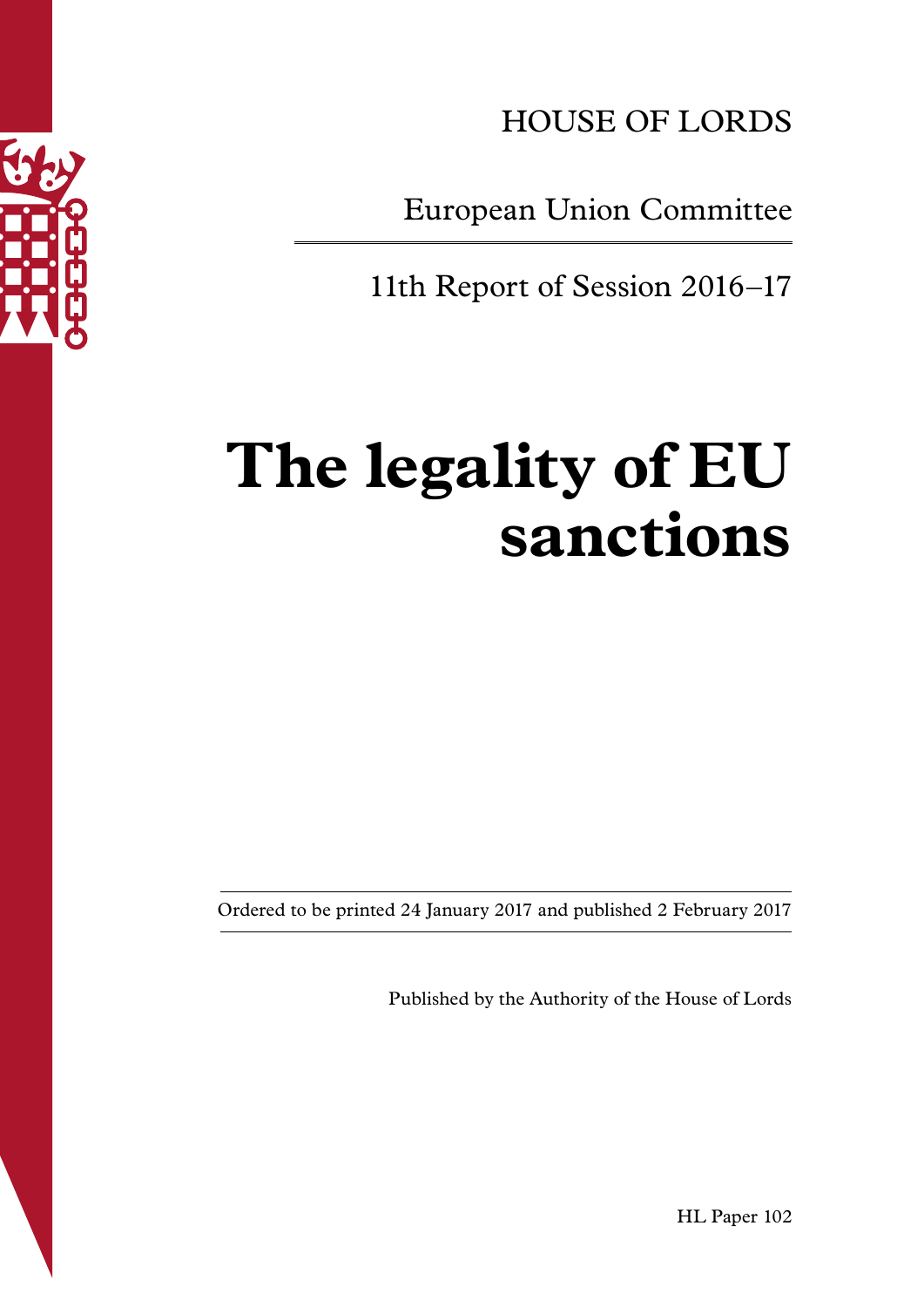HOUSE OF LORDS

European Union Committee

11th Report of Session 2016–17

# The legality of EU sanctions

Ordered to be printed 24 January 2017 and published 2 February 2017

Published by the Authority of the House of Lords

HL Paper 102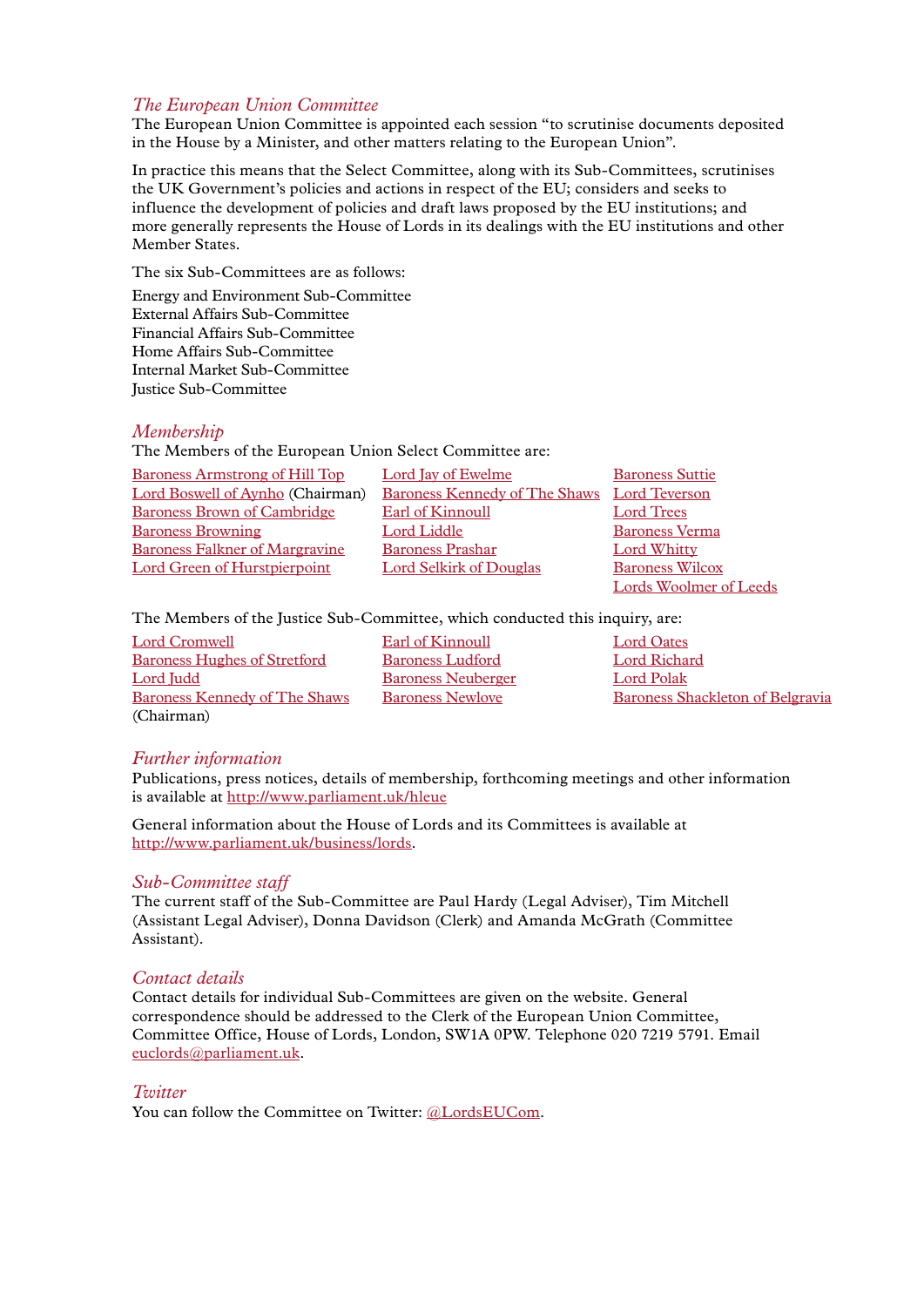## *The European Union Committee*

The European Union Committee is appointed each session "to scrutinise documents deposited in the House by a Minister, and other matters relating to the European Union".

In practice this means that the Select Committee, along with its Sub-Committees, scrutinises the UK Government's policies and actions in respect of the EU; considers and seeks to influence the development of policies and draft laws proposed by the EU institutions; and more generally represents the House of Lords in its dealings with the EU institutions and other Member States.

The six Sub-Committees are as follows:

Energy and Environment Sub-Committee
External Affairs Sub-Committee
Financial Affairs Sub-Committee
Home Affairs Sub-Committee
Internal Market Sub-Committee
Justice Sub-Committee

## *Membership*

The Members of the European Union Select Committee are:

Baroness Armstrong of Hill Top
Lord Boswell of Aynho (Chairman)
Baroness Brown of Cambridge
Baroness Browning
Baroness Falkner of Margravine
Lord Green of Hurstpierpoint
Lord Jay of Ewelme
Baroness Kennedy of The Shaws
Earl of Kinnoull
Lord Liddle
Baroness Prashar
Lord Selkirk of Douglas
Baroness Suttie
Lord Teverson
Lord Trees
Baroness Verma
Lord Whitty
Baroness Wilcox
Lords Woolmer of Leeds

The Members of the Justice Sub-Committee, which conducted this inquiry, are:

Lord Cromwell
Baroness Hughes of Stretford
Lord Judd
Baroness Kennedy of The Shaws (Chairman)
Earl of Kinnoull
Baroness Ludford
Baroness Neuberger
Baroness Newlove
Lord Oates
Lord Richard
Lord Polak
Baroness Shackleton of Belgravia

## *Further information*

Publications, press notices, details of membership, forthcoming meetings and other information is available at http://www.parliament.uk/hleue

General information about the House of Lords and its Committees is available at http://www.parliament.uk/business/lords.

## *Sub-Committee staff*

The current staff of the Sub-Committee are Paul Hardy (Legal Adviser), Tim Mitchell (Assistant Legal Adviser), Donna Davidson (Clerk) and Amanda McGrath (Committee Assistant).

## *Contact details*

Contact details for individual Sub-Committees are given on the website. General correspondence should be addressed to the Clerk of the European Union Committee, Committee Office, House of Lords, London, SW1A 0PW. Telephone 020 7219 5791. Email euclords@parliament.uk.

## *Twitter*

You can follow the Committee on Twitter: @LordsEUCom.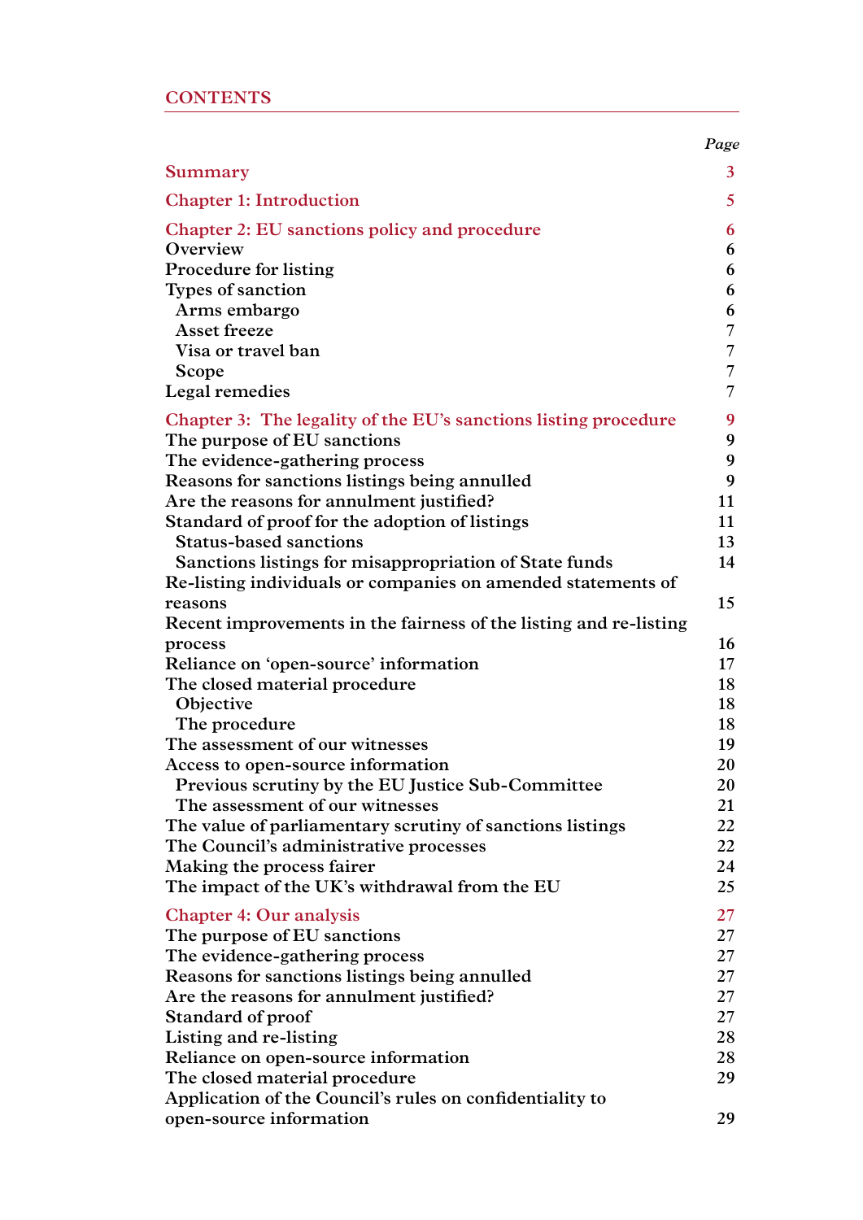## CONTENTS

| | Page |
|---|---|
| **Summary** | 3 |
| **Chapter 1: Introduction** | 5 |
| **Chapter 2: EU sanctions policy and procedure** | 6 |
| Overview | 6 |
| Procedure for listing | 6 |
| Types of sanction | 6 |
| Arms embargo | 6 |
| Asset freeze | 7 |
| Visa or travel ban | 7 |
| Scope | 7 |
| Legal remedies | 7 |
| **Chapter 3: The legality of the EU's sanctions listing procedure** | 9 |
| The purpose of EU sanctions | 9 |
| The evidence-gathering process | 9 |
| Reasons for sanctions listings being annulled | 9 |
| Are the reasons for annulment justified? | 11 |
| Standard of proof for the adoption of listings | 11 |
| Status-based sanctions | 13 |
| Sanctions listings for misappropriation of State funds | 14 |
| Re-listing individuals or companies on amended statements of reasons | 15 |
| Recent improvements in the fairness of the listing and re-listing process | 16 |
| Reliance on 'open-source' information | 17 |
| The closed material procedure | 18 |
| Objective | 18 |
| The procedure | 18 |
| The assessment of our witnesses | 19 |
| Access to open-source information | 20 |
| Previous scrutiny by the EU Justice Sub-Committee | 20 |
| The assessment of our witnesses | 21 |
| The value of parliamentary scrutiny of sanctions listings | 22 |
| The Council's administrative processes | 22 |
| Making the process fairer | 24 |
| The impact of the UK's withdrawal from the EU | 25 |
| **Chapter 4: Our analysis** | 27 |
| The purpose of EU sanctions | 27 |
| The evidence-gathering process | 27 |
| Reasons for sanctions listings being annulled | 27 |
| Are the reasons for annulment justified? | 27 |
| Standard of proof | 27 |
| Listing and re-listing | 28 |
| Reliance on open-source information | 28 |
| The closed material procedure | 29 |
| Application of the Council's rules on confidentiality to open-source information | 29 |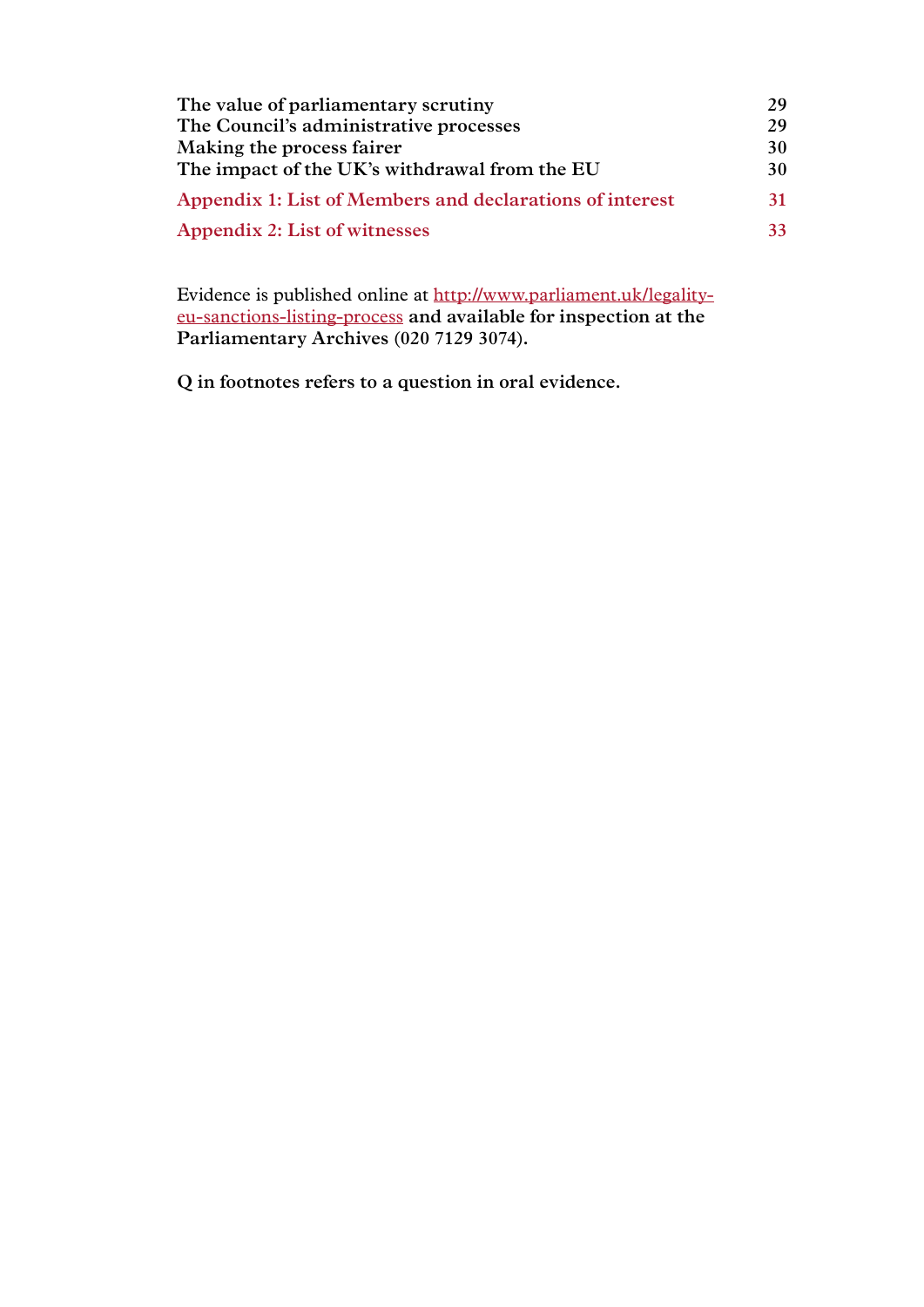| | |
|---|---|
| **The value of parliamentary scrutiny** | **29** |
| **The Council's administrative processes** | **29** |
| **Making the process fairer** | **30** |
| **The impact of the UK's withdrawal from the EU** | **30** |
| **Appendix 1: List of Members and declarations of interest** | **31** |
| **Appendix 2: List of witnesses** | **33** |

Evidence is published online at http://www.parliament.uk/legality-eu-sanctions-listing-process **and available for inspection at the Parliamentary Archives (020 7129 3074).**

**Q in footnotes refers to a question in oral evidence.**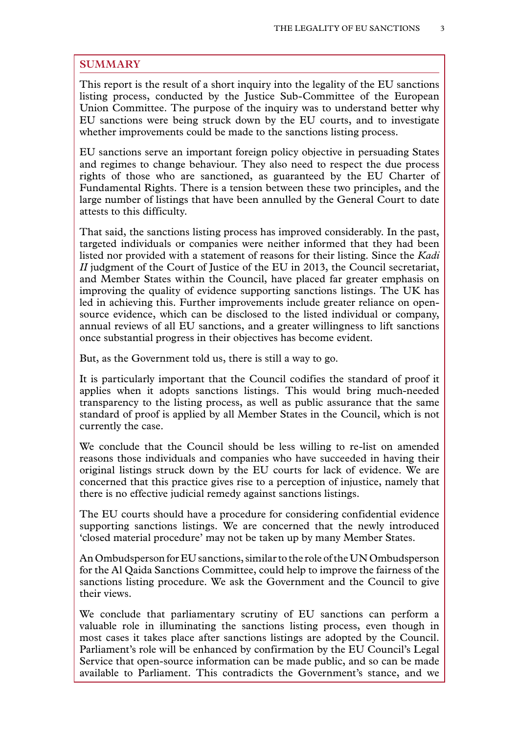## SUMMARY

This report is the result of a short inquiry into the legality of the EU sanctions listing process, conducted by the Justice Sub-Committee of the European Union Committee. The purpose of the inquiry was to understand better why EU sanctions were being struck down by the EU courts, and to investigate whether improvements could be made to the sanctions listing process.

EU sanctions serve an important foreign policy objective in persuading States and regimes to change behaviour. They also need to respect the due process rights of those who are sanctioned, as guaranteed by the EU Charter of Fundamental Rights. There is a tension between these two principles, and the large number of listings that have been annulled by the General Court to date attests to this difficulty.

That said, the sanctions listing process has improved considerably. In the past, targeted individuals or companies were neither informed that they had been listed nor provided with a statement of reasons for their listing. Since the *Kadi II* judgment of the Court of Justice of the EU in 2013, the Council secretariat, and Member States within the Council, have placed far greater emphasis on improving the quality of evidence supporting sanctions listings. The UK has led in achieving this. Further improvements include greater reliance on open-source evidence, which can be disclosed to the listed individual or company, annual reviews of all EU sanctions, and a greater willingness to lift sanctions once substantial progress in their objectives has become evident.

But, as the Government told us, there is still a way to go.

It is particularly important that the Council codifies the standard of proof it applies when it adopts sanctions listings. This would bring much-needed transparency to the listing process, as well as public assurance that the same standard of proof is applied by all Member States in the Council, which is not currently the case.

We conclude that the Council should be less willing to re-list on amended reasons those individuals and companies who have succeeded in having their original listings struck down by the EU courts for lack of evidence. We are concerned that this practice gives rise to a perception of injustice, namely that there is no effective judicial remedy against sanctions listings.

The EU courts should have a procedure for considering confidential evidence supporting sanctions listings. We are concerned that the newly introduced 'closed material procedure' may not be taken up by many Member States.

An Ombudsperson for EU sanctions, similar to the role of the UN Ombudsperson for the Al Qaida Sanctions Committee, could help to improve the fairness of the sanctions listing procedure. We ask the Government and the Council to give their views.

We conclude that parliamentary scrutiny of EU sanctions can perform a valuable role in illuminating the sanctions listing process, even though in most cases it takes place after sanctions listings are adopted by the Council. Parliament's role will be enhanced by confirmation by the EU Council's Legal Service that open-source information can be made public, and so can be made available to Parliament. This contradicts the Government's stance, and we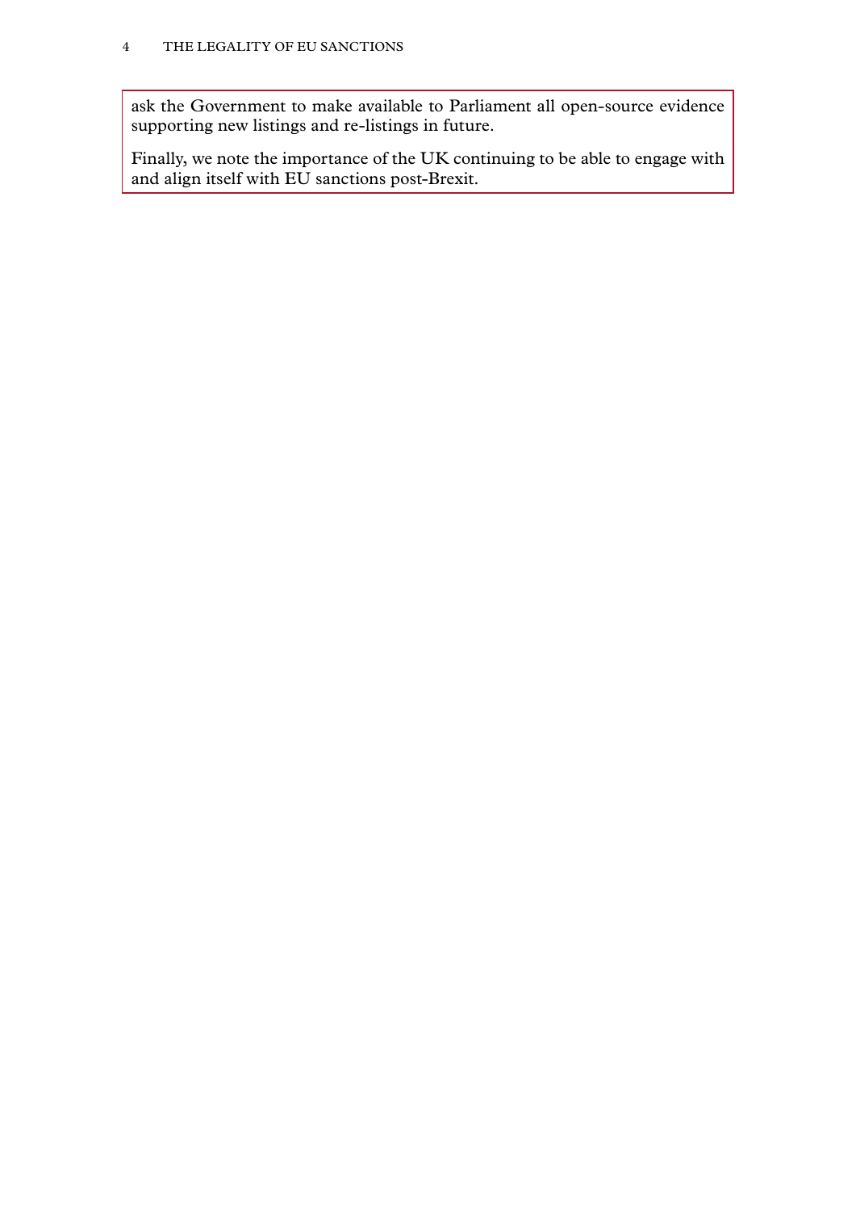ask the Government to make available to Parliament all open-source evidence supporting new listings and re-listings in future.

Finally, we note the importance of the UK continuing to be able to engage with and align itself with EU sanctions post-Brexit.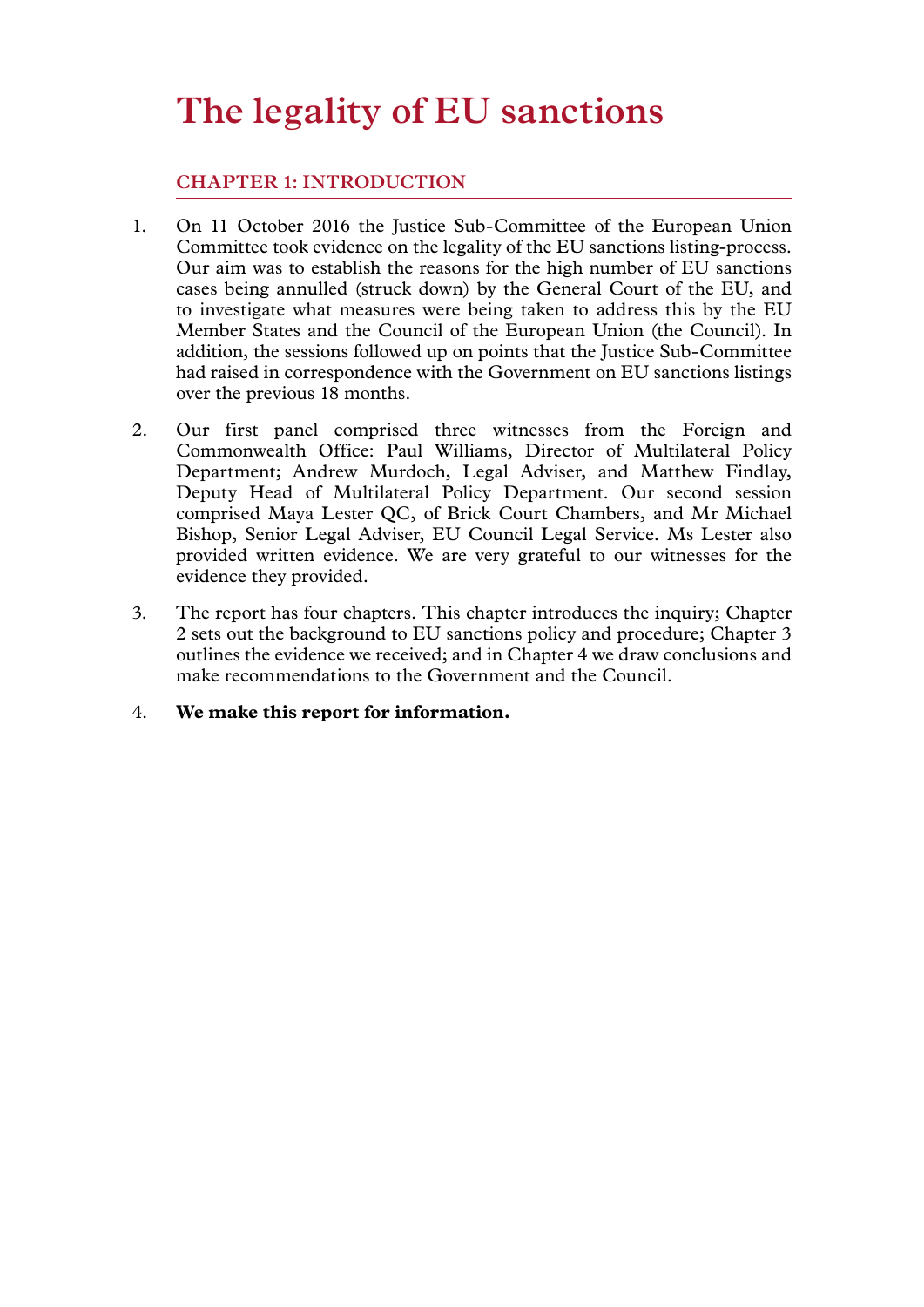# The legality of EU sanctions

## CHAPTER 1: INTRODUCTION

1. On 11 October 2016 the Justice Sub-Committee of the European Union Committee took evidence on the legality of the EU sanctions listing-process. Our aim was to establish the reasons for the high number of EU sanctions cases being annulled (struck down) by the General Court of the EU, and to investigate what measures were being taken to address this by the EU Member States and the Council of the European Union (the Council). In addition, the sessions followed up on points that the Justice Sub-Committee had raised in correspondence with the Government on EU sanctions listings over the previous 18 months.

2. Our first panel comprised three witnesses from the Foreign and Commonwealth Office: Paul Williams, Director of Multilateral Policy Department; Andrew Murdoch, Legal Adviser, and Matthew Findlay, Deputy Head of Multilateral Policy Department. Our second session comprised Maya Lester QC, of Brick Court Chambers, and Mr Michael Bishop, Senior Legal Adviser, EU Council Legal Service. Ms Lester also provided written evidence. We are very grateful to our witnesses for the evidence they provided.

3. The report has four chapters. This chapter introduces the inquiry; Chapter 2 sets out the background to EU sanctions policy and procedure; Chapter 3 outlines the evidence we received; and in Chapter 4 we draw conclusions and make recommendations to the Government and the Council.

4. **We make this report for information.**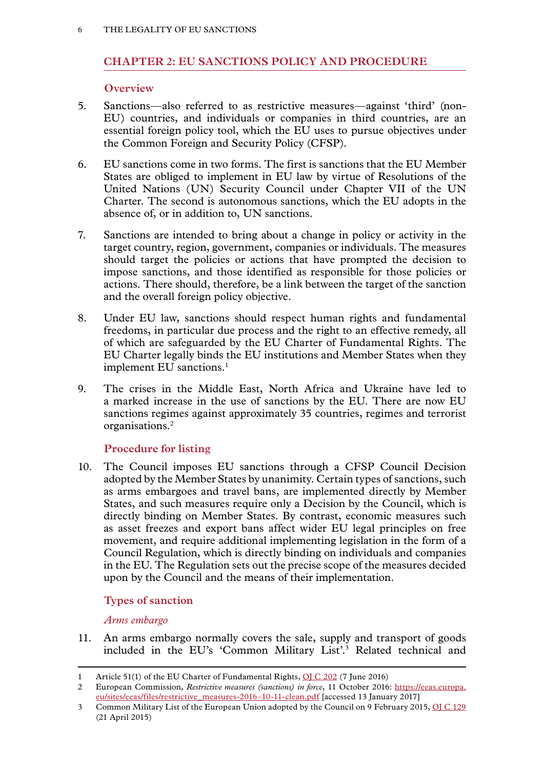## CHAPTER 2: EU SANCTIONS POLICY AND PROCEDURE

### Overview

5. Sanctions—also referred to as restrictive measures—against 'third' (non-EU) countries, and individuals or companies in third countries, are an essential foreign policy tool, which the EU uses to pursue objectives under the Common Foreign and Security Policy (CFSP).

6. EU sanctions come in two forms. The first is sanctions that the EU Member States are obliged to implement in EU law by virtue of Resolutions of the United Nations (UN) Security Council under Chapter VII of the UN Charter. The second is autonomous sanctions, which the EU adopts in the absence of, or in addition to, UN sanctions.

7. Sanctions are intended to bring about a change in policy or activity in the target country, region, government, companies or individuals. The measures should target the policies or actions that have prompted the decision to impose sanctions, and those identified as responsible for those policies or actions. There should, therefore, be a link between the target of the sanction and the overall foreign policy objective.

8. Under EU law, sanctions should respect human rights and fundamental freedoms, in particular due process and the right to an effective remedy, all of which are safeguarded by the EU Charter of Fundamental Rights. The EU Charter legally binds the EU institutions and Member States when they implement EU sanctions.[1]

9. The crises in the Middle East, North Africa and Ukraine have led to a marked increase in the use of sanctions by the EU. There are now EU sanctions regimes against approximately 35 countries, regimes and terrorist organisations.[2]

### Procedure for listing

10. The Council imposes EU sanctions through a CFSP Council Decision adopted by the Member States by unanimity. Certain types of sanctions, such as arms embargoes and travel bans, are implemented directly by Member States, and such measures require only a Decision by the Council, which is directly binding on Member States. By contrast, economic measures such as asset freezes and export bans affect wider EU legal principles on free movement, and require additional implementing legislation in the form of a Council Regulation, which is directly binding on individuals and companies in the EU. The Regulation sets out the precise scope of the measures decided upon by the Council and the means of their implementation.

### Types of sanction

*Arms embargo*

11. An arms embargo normally covers the sale, supply and transport of goods included in the EU's 'Common Military List'.[3] Related technical and

---

1 Article 51(1) of the EU Charter of Fundamental Rights, OJ C 202 (7 June 2016)

2 European Commission, *Restrictive measures (sanctions) in force*, 11 October 2016: https://eeas.europa.eu/sites/eeas/files/restrictive_measures-2016–10-11-clean.pdf [accessed 13 January 2017]

3 Common Military List of the European Union adopted by the Council on 9 February 2015, OJ C 129 (21 April 2015)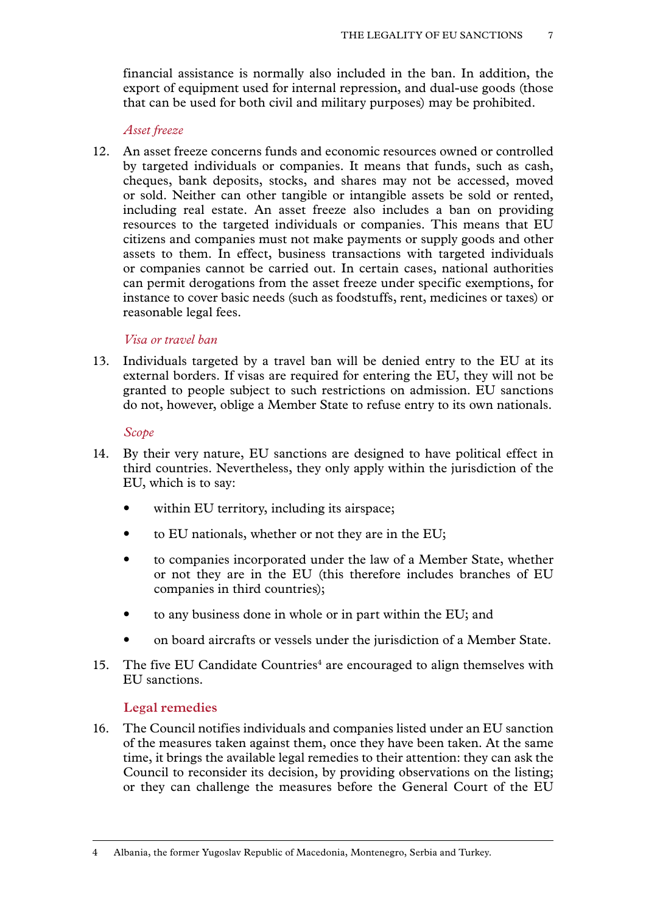financial assistance is normally also included in the ban. In addition, the export of equipment used for internal repression, and dual-use goods (those that can be used for both civil and military purposes) may be prohibited.

*Asset freeze*

12. An asset freeze concerns funds and economic resources owned or controlled by targeted individuals or companies. It means that funds, such as cash, cheques, bank deposits, stocks, and shares may not be accessed, moved or sold. Neither can other tangible or intangible assets be sold or rented, including real estate. An asset freeze also includes a ban on providing resources to the targeted individuals or companies. This means that EU citizens and companies must not make payments or supply goods and other assets to them. In effect, business transactions with targeted individuals or companies cannot be carried out. In certain cases, national authorities can permit derogations from the asset freeze under specific exemptions, for instance to cover basic needs (such as foodstuffs, rent, medicines or taxes) or reasonable legal fees.

*Visa or travel ban*

13. Individuals targeted by a travel ban will be denied entry to the EU at its external borders. If visas are required for entering the EU, they will not be granted to people subject to such restrictions on admission. EU sanctions do not, however, oblige a Member State to refuse entry to its own nationals.

*Scope*

14. By their very nature, EU sanctions are designed to have political effect in third countries. Nevertheless, they only apply within the jurisdiction of the EU, which is to say:

- within EU territory, including its airspace;
- to EU nationals, whether or not they are in the EU;
- to companies incorporated under the law of a Member State, whether or not they are in the EU (this therefore includes branches of EU companies in third countries);
- to any business done in whole or in part within the EU; and
- on board aircrafts or vessels under the jurisdiction of a Member State.

15. The five EU Candidate Countries[4] are encouraged to align themselves with EU sanctions.

## Legal remedies

16. The Council notifies individuals and companies listed under an EU sanction of the measures taken against them, once they have been taken. At the same time, it brings the available legal remedies to their attention: they can ask the Council to reconsider its decision, by providing observations on the listing; or they can challenge the measures before the General Court of the EU

---

4 Albania, the former Yugoslav Republic of Macedonia, Montenegro, Serbia and Turkey.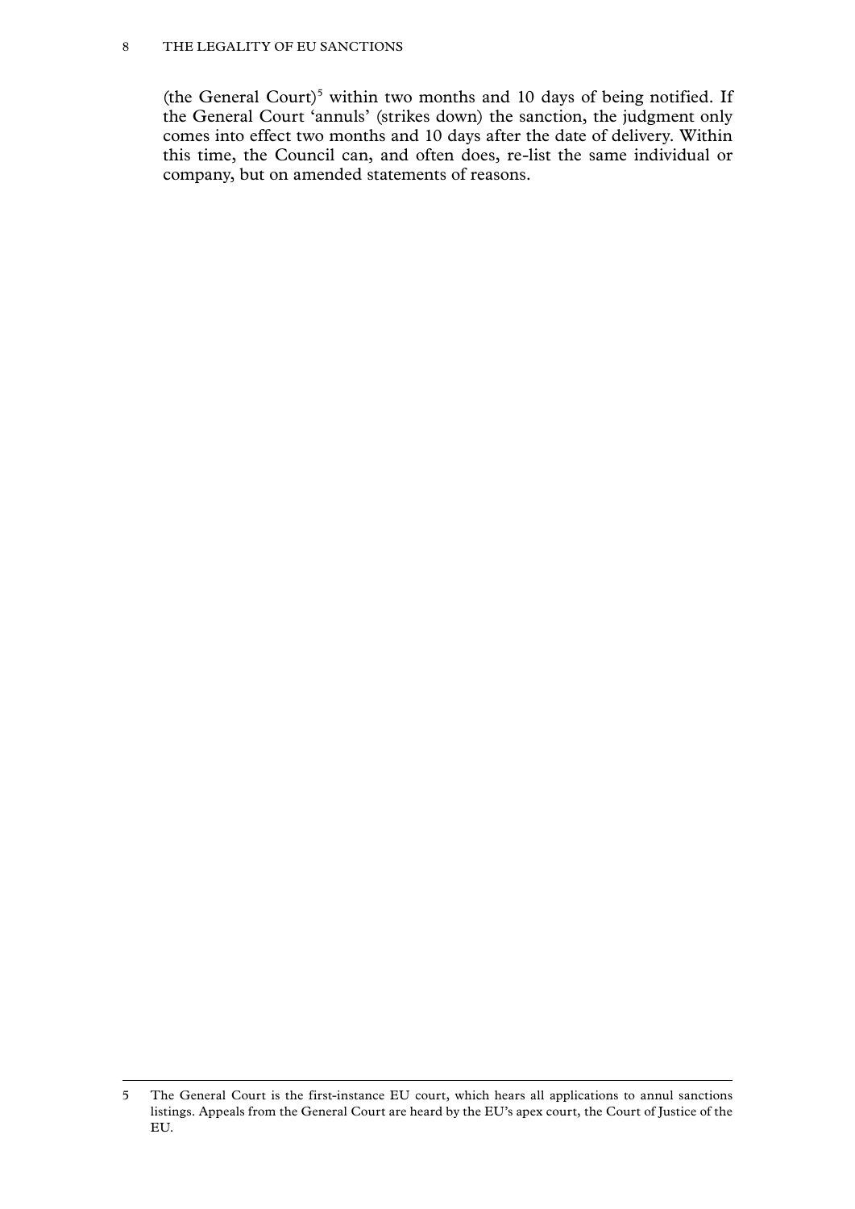(the General Court)[5] within two months and 10 days of being notified. If the General Court 'annuls' (strikes down) the sanction, the judgment only comes into effect two months and 10 days after the date of delivery. Within this time, the Council can, and often does, re-list the same individual or company, but on amended statements of reasons.

---

5 The General Court is the first-instance EU court, which hears all applications to annul sanctions listings. Appeals from the General Court are heard by the EU's apex court, the Court of Justice of the EU.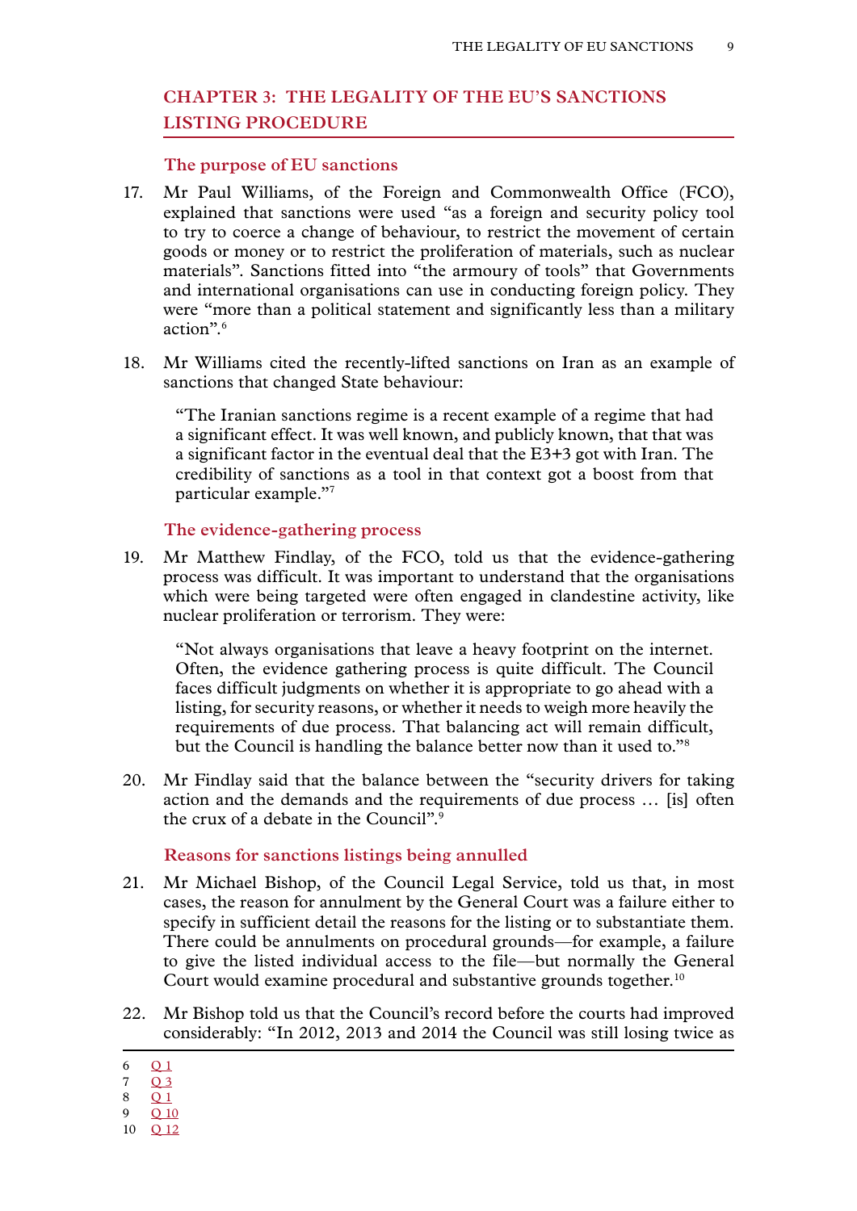# Chapter 3: The legality of the EU's sanctions listing procedure

## The purpose of EU sanctions

17. Mr Paul Williams, of the Foreign and Commonwealth Office (FCO), explained that sanctions were used "as a foreign and security policy tool to try to coerce a change of behaviour, to restrict the movement of certain goods or money or to restrict the proliferation of materials, such as nuclear materials". Sanctions fitted into "the armoury of tools" that Governments and international organisations can use in conducting foreign policy. They were "more than a political statement and significantly less than a military action".[6]

18. Mr Williams cited the recently-lifted sanctions on Iran as an example of sanctions that changed State behaviour:

> "The Iranian sanctions regime is a recent example of a regime that had a significant effect. It was well known, and publicly known, that that was a significant factor in the eventual deal that the E3+3 got with Iran. The credibility of sanctions as a tool in that context got a boost from that particular example."[7]

## The evidence-gathering process

19. Mr Matthew Findlay, of the FCO, told us that the evidence-gathering process was difficult. It was important to understand that the organisations which were being targeted were often engaged in clandestine activity, like nuclear proliferation or terrorism. They were:

> "Not always organisations that leave a heavy footprint on the internet. Often, the evidence gathering process is quite difficult. The Council faces difficult judgments on whether it is appropriate to go ahead with a listing, for security reasons, or whether it needs to weigh more heavily the requirements of due process. That balancing act will remain difficult, but the Council is handling the balance better now than it used to."[8]

20. Mr Findlay said that the balance between the "security drivers for taking action and the demands and the requirements of due process … [is] often the crux of a debate in the Council".[9]

## Reasons for sanctions listings being annulled

21. Mr Michael Bishop, of the Council Legal Service, told us that, in most cases, the reason for annulment by the General Court was a failure either to specify in sufficient detail the reasons for the listing or to substantiate them. There could be annulments on procedural grounds—for example, a failure to give the listed individual access to the file—but normally the General Court would examine procedural and substantive grounds together.[10]

22. Mr Bishop told us that the Council's record before the courts had improved considerably: "In 2012, 2013 and 2014 the Council was still losing twice as

---

6 Q 1

7 Q 3

8 Q 1

9 Q 10

10 Q 12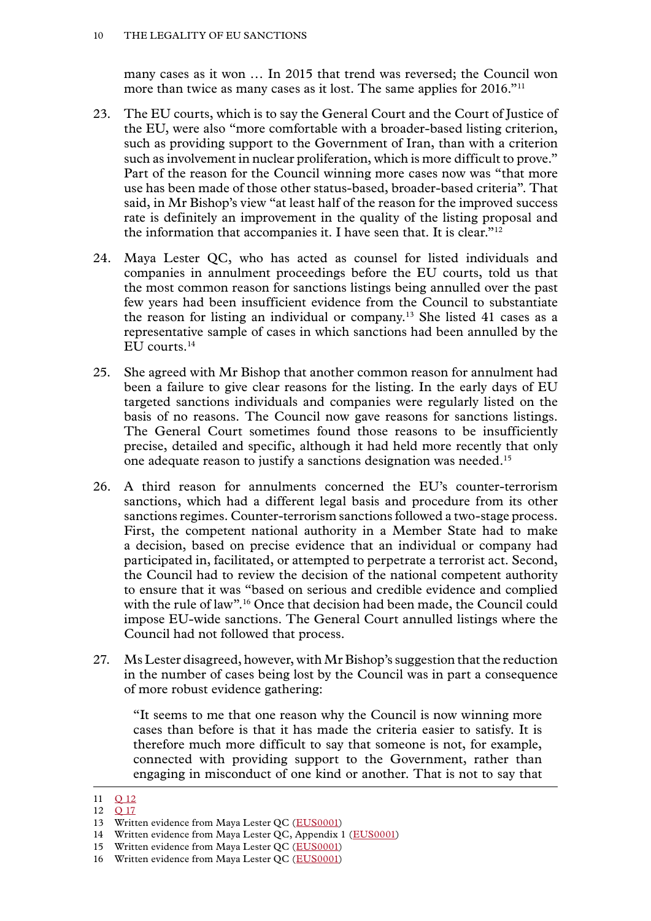many cases as it won … In 2015 that trend was reversed; the Council won more than twice as many cases as it lost. The same applies for 2016."[11]

23. The EU courts, which is to say the General Court and the Court of Justice of the EU, were also "more comfortable with a broader-based listing criterion, such as providing support to the Government of Iran, than with a criterion such as involvement in nuclear proliferation, which is more difficult to prove." Part of the reason for the Council winning more cases now was "that more use has been made of those other status-based, broader-based criteria". That said, in Mr Bishop's view "at least half of the reason for the improved success rate is definitely an improvement in the quality of the listing proposal and the information that accompanies it. I have seen that. It is clear."[12]

24. Maya Lester QC, who has acted as counsel for listed individuals and companies in annulment proceedings before the EU courts, told us that the most common reason for sanctions listings being annulled over the past few years had been insufficient evidence from the Council to substantiate the reason for listing an individual or company.[13] She listed 41 cases as a representative sample of cases in which sanctions had been annulled by the EU courts.[14]

25. She agreed with Mr Bishop that another common reason for annulment had been a failure to give clear reasons for the listing. In the early days of EU targeted sanctions individuals and companies were regularly listed on the basis of no reasons. The Council now gave reasons for sanctions listings. The General Court sometimes found those reasons to be insufficiently precise, detailed and specific, although it had held more recently that only one adequate reason to justify a sanctions designation was needed.[15]

26. A third reason for annulments concerned the EU's counter-terrorism sanctions, which had a different legal basis and procedure from its other sanctions regimes. Counter-terrorism sanctions followed a two-stage process. First, the competent national authority in a Member State had to make a decision, based on precise evidence that an individual or company had participated in, facilitated, or attempted to perpetrate a terrorist act. Second, the Council had to review the decision of the national competent authority to ensure that it was "based on serious and credible evidence and complied with the rule of law".[16] Once that decision had been made, the Council could impose EU-wide sanctions. The General Court annulled listings where the Council had not followed that process.

27. Ms Lester disagreed, however, with Mr Bishop's suggestion that the reduction in the number of cases being lost by the Council was in part a consequence of more robust evidence gathering:

> "It seems to me that one reason why the Council is now winning more cases than before is that it has made the criteria easier to satisfy. It is therefore much more difficult to say that someone is not, for example, connected with providing support to the Government, rather than engaging in misconduct of one kind or another. That is not to say that

---

11 Q 12

12 Q 17

13 Written evidence from Maya Lester QC (EUS0001)

14 Written evidence from Maya Lester QC, Appendix 1 (EUS0001)

15 Written evidence from Maya Lester QC (EUS0001)

16 Written evidence from Maya Lester QC (EUS0001)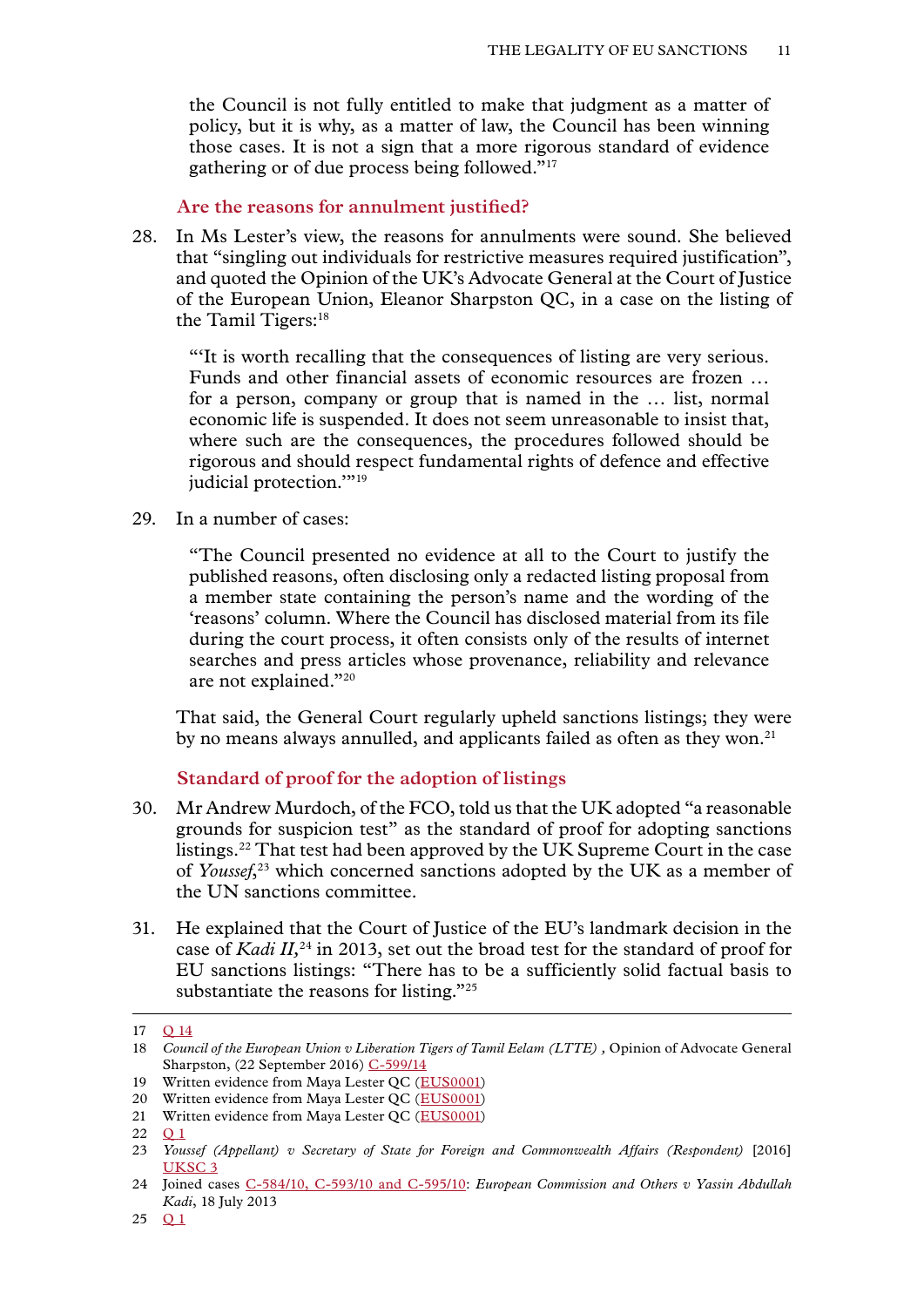the Council is not fully entitled to make that judgment as a matter of policy, but it is why, as a matter of law, the Council has been winning those cases. It is not a sign that a more rigorous standard of evidence gathering or of due process being followed."[17]

### Are the reasons for annulment justified?

28. In Ms Lester's view, the reasons for annulments were sound. She believed that "singling out individuals for restrictive measures required justification", and quoted the Opinion of the UK's Advocate General at the Court of Justice of the European Union, Eleanor Sharpston QC, in a case on the listing of the Tamil Tigers:[18]

> "'It is worth recalling that the consequences of listing are very serious. Funds and other financial assets of economic resources are frozen … for a person, company or group that is named in the … list, normal economic life is suspended. It does not seem unreasonable to insist that, where such are the consequences, the procedures followed should be rigorous and should respect fundamental rights of defence and effective judicial protection.'"[19]

29. In a number of cases:

> "The Council presented no evidence at all to the Court to justify the published reasons, often disclosing only a redacted listing proposal from a member state containing the person's name and the wording of the 'reasons' column. Where the Council has disclosed material from its file during the court process, it often consists only of the results of internet searches and press articles whose provenance, reliability and relevance are not explained."[20]

That said, the General Court regularly upheld sanctions listings; they were by no means always annulled, and applicants failed as often as they won.[21]

### Standard of proof for the adoption of listings

30. Mr Andrew Murdoch, of the FCO, told us that the UK adopted "a reasonable grounds for suspicion test" as the standard of proof for adopting sanctions listings.[22] That test had been approved by the UK Supreme Court in the case of *Youssef*,[23] which concerned sanctions adopted by the UK as a member of the UN sanctions committee.

31. He explained that the Court of Justice of the EU's landmark decision in the case of *Kadi II*,[24] in 2013, set out the broad test for the standard of proof for EU sanctions listings: "There has to be a sufficiently solid factual basis to substantiate the reasons for listing."[25]

---

17 Q 14

18 *Council of the European Union v Liberation Tigers of Tamil Eelam (LTTE)* , Opinion of Advocate General Sharpston, (22 September 2016) C-599/14

19 Written evidence from Maya Lester QC (EUS0001)

20 Written evidence from Maya Lester QC (EUS0001)

21 Written evidence from Maya Lester QC (EUS0001)

22 Q 1

23 *Youssef (Appellant) v Secretary of State for Foreign and Commonwealth Affairs (Respondent)* [2016] UKSC 3

24 Joined cases C-584/10, C-593/10 and C-595/10: *European Commission and Others v Yassin Abdullah Kadi*, 18 July 2013

25 Q 1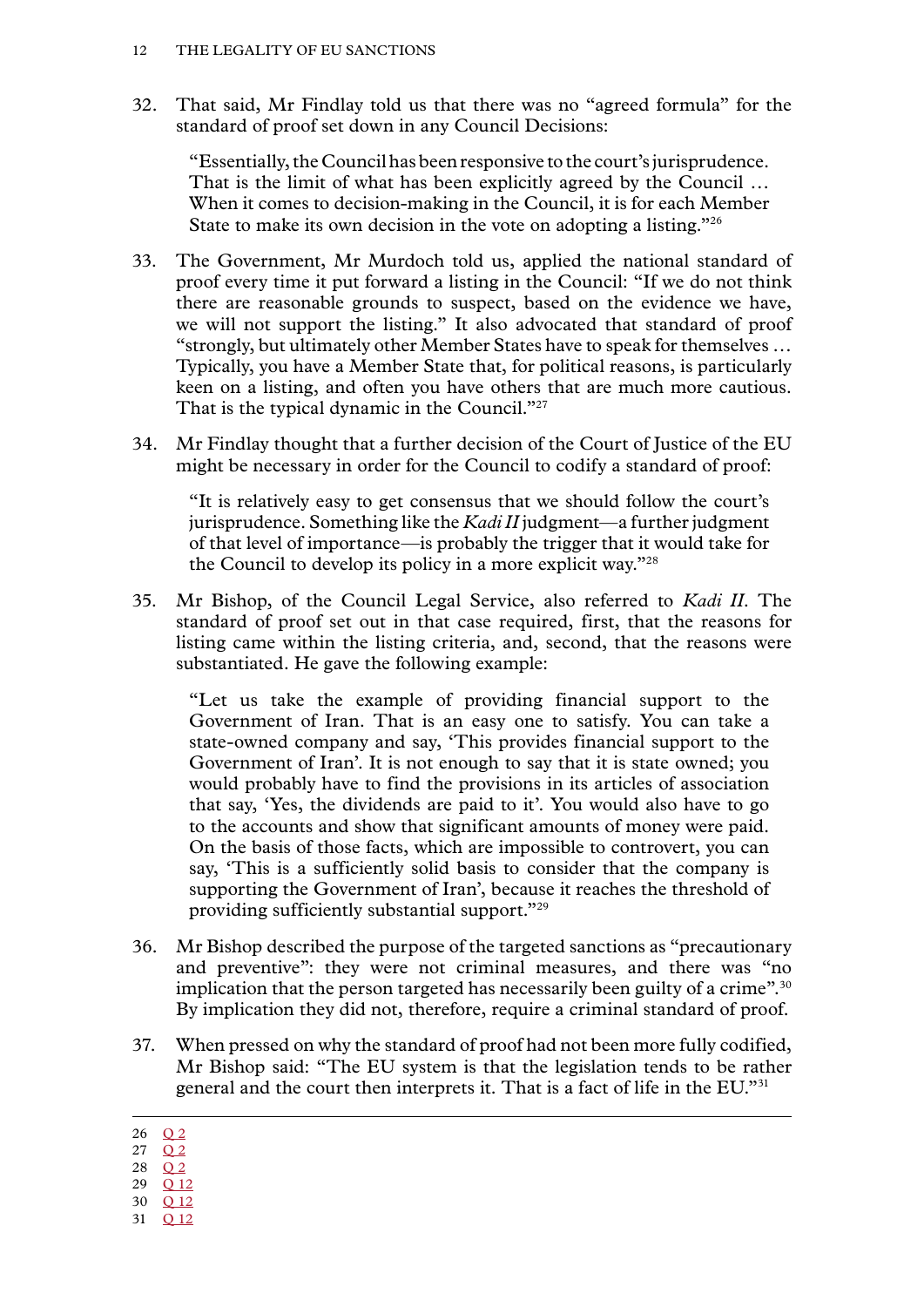32. That said, Mr Findlay told us that there was no "agreed formula" for the standard of proof set down in any Council Decisions:

> "Essentially, the Council has been responsive to the court's jurisprudence. That is the limit of what has been explicitly agreed by the Council … When it comes to decision-making in the Council, it is for each Member State to make its own decision in the vote on adopting a listing."[26]

33. The Government, Mr Murdoch told us, applied the national standard of proof every time it put forward a listing in the Council: "If we do not think there are reasonable grounds to suspect, based on the evidence we have, we will not support the listing." It also advocated that standard of proof "strongly, but ultimately other Member States have to speak for themselves … Typically, you have a Member State that, for political reasons, is particularly keen on a listing, and often you have others that are much more cautious. That is the typical dynamic in the Council."[27]

34. Mr Findlay thought that a further decision of the Court of Justice of the EU might be necessary in order for the Council to codify a standard of proof:

> "It is relatively easy to get consensus that we should follow the court's jurisprudence. Something like the *Kadi II* judgment—a further judgment of that level of importance—is probably the trigger that it would take for the Council to develop its policy in a more explicit way."[28]

35. Mr Bishop, of the Council Legal Service, also referred to *Kadi II*. The standard of proof set out in that case required, first, that the reasons for listing came within the listing criteria, and, second, that the reasons were substantiated. He gave the following example:

> "Let us take the example of providing financial support to the Government of Iran. That is an easy one to satisfy. You can take a state-owned company and say, 'This provides financial support to the Government of Iran'. It is not enough to say that it is state owned; you would probably have to find the provisions in its articles of association that say, 'Yes, the dividends are paid to it'. You would also have to go to the accounts and show that significant amounts of money were paid. On the basis of those facts, which are impossible to controvert, you can say, 'This is a sufficiently solid basis to consider that the company is supporting the Government of Iran', because it reaches the threshold of providing sufficiently substantial support."[29]

36. Mr Bishop described the purpose of the targeted sanctions as "precautionary and preventive": they were not criminal measures, and there was "no implication that the person targeted has necessarily been guilty of a crime".[30] By implication they did not, therefore, require a criminal standard of proof.

37. When pressed on why the standard of proof had not been more fully codified, Mr Bishop said: "The EU system is that the legislation tends to be rather general and the court then interprets it. That is a fact of life in the EU."[31]

---

26 Q 2
27 Q 2
28 Q 2
29 Q 12
30 Q 12
31 Q 12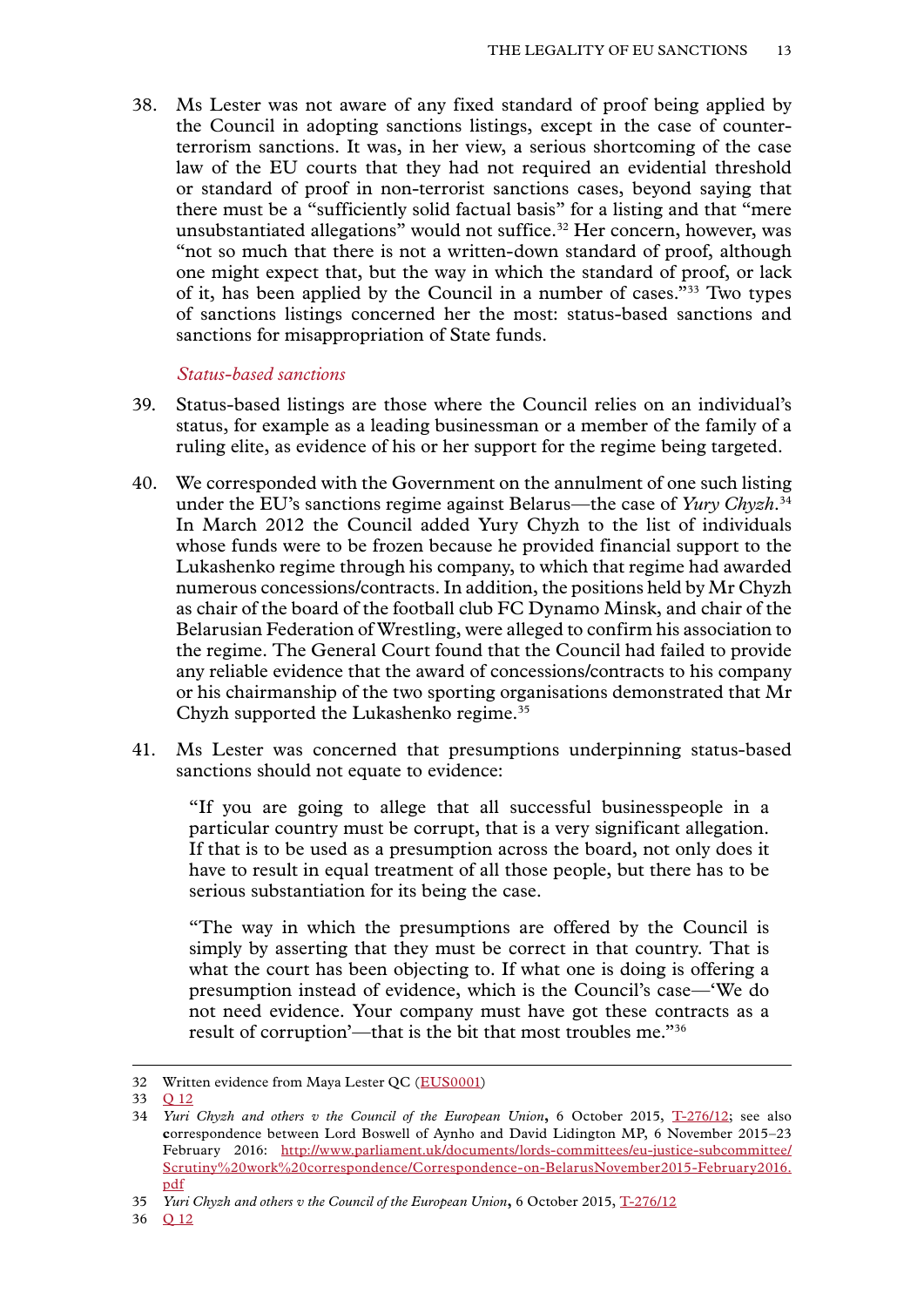38. Ms Lester was not aware of any fixed standard of proof being applied by the Council in adopting sanctions listings, except in the case of counter-terrorism sanctions. It was, in her view, a serious shortcoming of the case law of the EU courts that they had not required an evidential threshold or standard of proof in non-terrorist sanctions cases, beyond saying that there must be a "sufficiently solid factual basis" for a listing and that "mere unsubstantiated allegations" would not suffice.[32] Her concern, however, was "not so much that there is not a written-down standard of proof, although one might expect that, but the way in which the standard of proof, or lack of it, has been applied by the Council in a number of cases."[33] Two types of sanctions listings concerned her the most: status-based sanctions and sanctions for misappropriation of State funds.

### *Status-based sanctions*

39. Status-based listings are those where the Council relies on an individual's status, for example as a leading businessman or a member of the family of a ruling elite, as evidence of his or her support for the regime being targeted.

40. We corresponded with the Government on the annulment of one such listing under the EU's sanctions regime against Belarus—the case of *Yury Chyzh*.[34] In March 2012 the Council added Yury Chyzh to the list of individuals whose funds were to be frozen because he provided financial support to the Lukashenko regime through his company, to which that regime had awarded numerous concessions/contracts. In addition, the positions held by Mr Chyzh as chair of the board of the football club FC Dynamo Minsk, and chair of the Belarusian Federation of Wrestling, were alleged to confirm his association to the regime. The General Court found that the Council had failed to provide any reliable evidence that the award of concessions/contracts to his company or his chairmanship of the two sporting organisations demonstrated that Mr Chyzh supported the Lukashenko regime.[35]

41. Ms Lester was concerned that presumptions underpinning status-based sanctions should not equate to evidence:

> "If you are going to allege that all successful businesspeople in a particular country must be corrupt, that is a very significant allegation. If that is to be used as a presumption across the board, not only does it have to result in equal treatment of all those people, but there has to be serious substantiation for its being the case.
>
> "The way in which the presumptions are offered by the Council is simply by asserting that they must be correct in that country. That is what the court has been objecting to. If what one is doing is offering a presumption instead of evidence, which is the Council's case—'We do not need evidence. Your company must have got these contracts as a result of corruption'—that is the bit that most troubles me."[36]

---

32 Written evidence from Maya Lester QC (EUS0001)

33 Q 12

34 *Yuri Chyzh and others v the Council of the European Union*, 6 October 2015, T-276/12; see also correspondence between Lord Boswell of Aynho and David Lidington MP, 6 November 2015–23 February 2016: http://www.parliament.uk/documents/lords-committees/eu-justice-subcommittee/Scrutiny%20work%20correspondence/Correspondence-on-BelarusNovember2015-February2016.pdf

35 *Yuri Chyzh and others v the Council of the European Union*, 6 October 2015, T-276/12

36 Q 12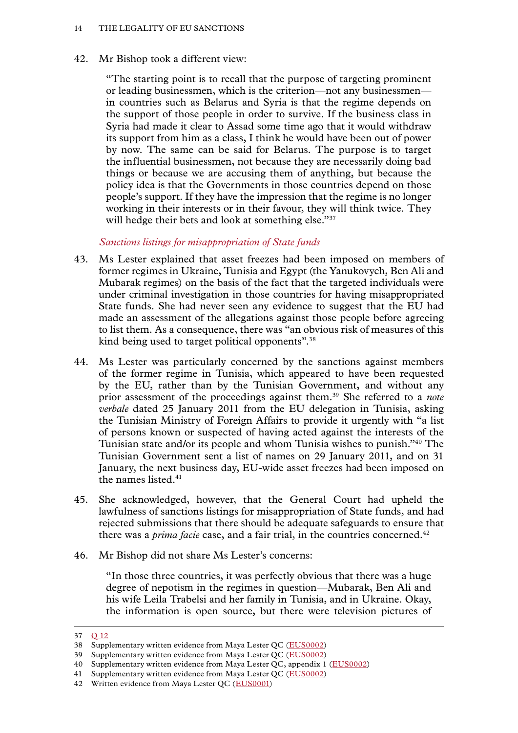42. Mr Bishop took a different view:

> "The starting point is to recall that the purpose of targeting prominent or leading businessmen, which is the criterion—not any businessmen—in countries such as Belarus and Syria is that the regime depends on the support of those people in order to survive. If the business class in Syria had made it clear to Assad some time ago that it would withdraw its support from him as a class, I think he would have been out of power by now. The same can be said for Belarus. The purpose is to target the influential businessmen, not because they are necessarily doing bad things or because we are accusing them of anything, but because the policy idea is that the Governments in those countries depend on those people's support. If they have the impression that the regime is no longer working in their interests or in their favour, they will think twice. They will hedge their bets and look at something else."[37]

*Sanctions listings for misappropriation of State funds*

43. Ms Lester explained that asset freezes had been imposed on members of former regimes in Ukraine, Tunisia and Egypt (the Yanukovych, Ben Ali and Mubarak regimes) on the basis of the fact that the targeted individuals were under criminal investigation in those countries for having misappropriated State funds. She had never seen any evidence to suggest that the EU had made an assessment of the allegations against those people before agreeing to list them. As a consequence, there was "an obvious risk of measures of this kind being used to target political opponents".[38]

44. Ms Lester was particularly concerned by the sanctions against members of the former regime in Tunisia, which appeared to have been requested by the EU, rather than by the Tunisian Government, and without any prior assessment of the proceedings against them.[39] She referred to a *note verbale* dated 25 January 2011 from the EU delegation in Tunisia, asking the Tunisian Ministry of Foreign Affairs to provide it urgently with "a list of persons known or suspected of having acted against the interests of the Tunisian state and/or its people and whom Tunisia wishes to punish."[40] The Tunisian Government sent a list of names on 29 January 2011, and on 31 January, the next business day, EU-wide asset freezes had been imposed on the names listed.[41]

45. She acknowledged, however, that the General Court had upheld the lawfulness of sanctions listings for misappropriation of State funds, and had rejected submissions that there should be adequate safeguards to ensure that there was a *prima facie* case, and a fair trial, in the countries concerned.[42]

46. Mr Bishop did not share Ms Lester's concerns:

> "In those three countries, it was perfectly obvious that there was a huge degree of nepotism in the regimes in question—Mubarak, Ben Ali and his wife Leila Trabelsi and her family in Tunisia, and in Ukraine. Okay, the information is open source, but there were television pictures of

---

37 Q 12

38 Supplementary written evidence from Maya Lester QC (EUS0002)

39 Supplementary written evidence from Maya Lester QC (EUS0002)

40 Supplementary written evidence from Maya Lester QC, appendix 1 (EUS0002)

41 Supplementary written evidence from Maya Lester QC (EUS0002)

42 Written evidence from Maya Lester QC (EUS0001)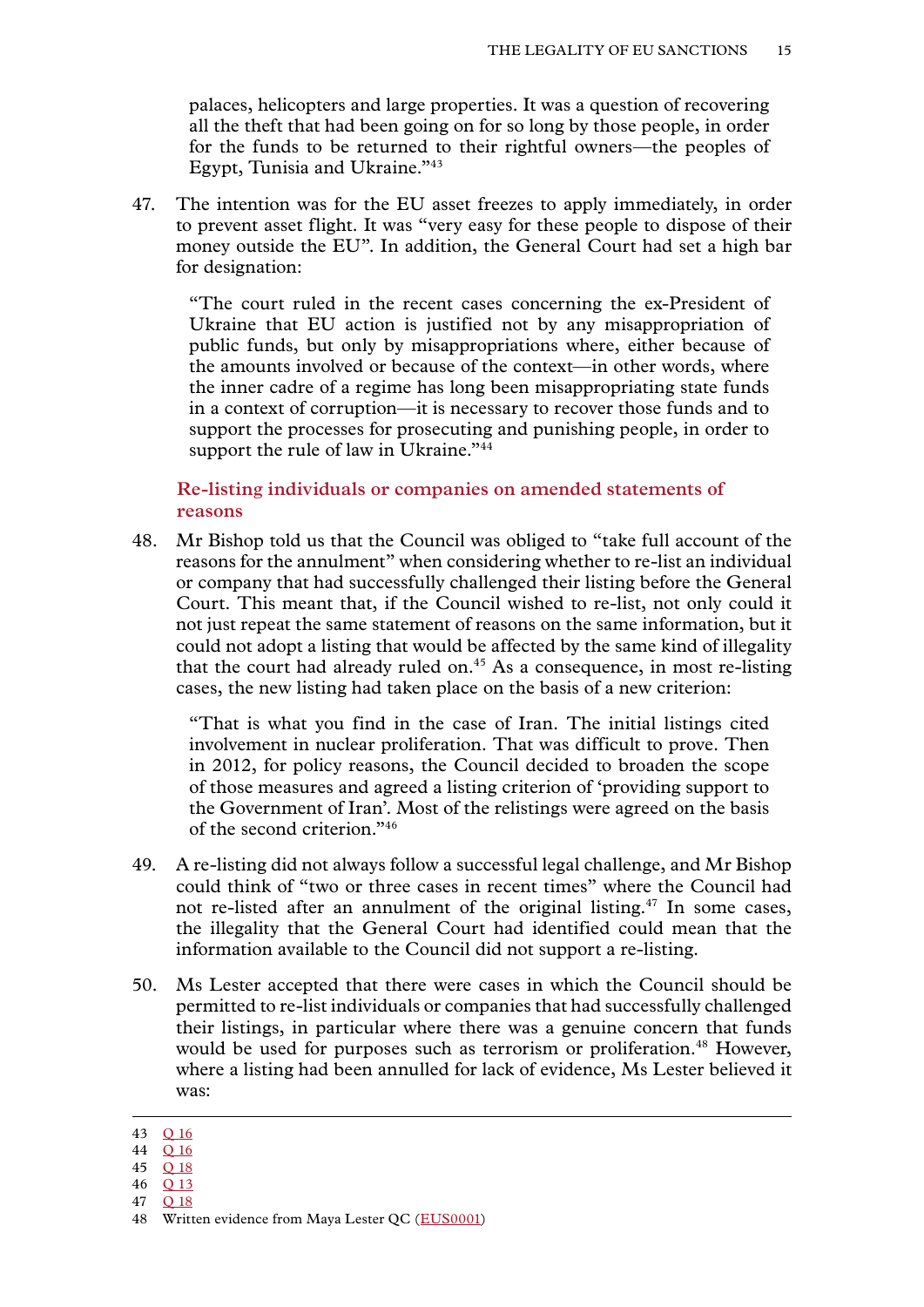palaces, helicopters and large properties. It was a question of recovering all the theft that had been going on for so long by those people, in order for the funds to be returned to their rightful owners—the peoples of Egypt, Tunisia and Ukraine."[43]

47. The intention was for the EU asset freezes to apply immediately, in order to prevent asset flight. It was "very easy for these people to dispose of their money outside the EU". In addition, the General Court had set a high bar for designation:

> "The court ruled in the recent cases concerning the ex-President of Ukraine that EU action is justified not by any misappropriation of public funds, but only by misappropriations where, either because of the amounts involved or because of the context—in other words, where the inner cadre of a regime has long been misappropriating state funds in a context of corruption—it is necessary to recover those funds and to support the processes for prosecuting and punishing people, in order to support the rule of law in Ukraine."[44]

### Re-listing individuals or companies on amended statements of reasons

48. Mr Bishop told us that the Council was obliged to "take full account of the reasons for the annulment" when considering whether to re-list an individual or company that had successfully challenged their listing before the General Court. This meant that, if the Council wished to re-list, not only could it not just repeat the same statement of reasons on the same information, but it could not adopt a listing that would be affected by the same kind of illegality that the court had already ruled on.[45] As a consequence, in most re-listing cases, the new listing had taken place on the basis of a new criterion:

> "That is what you find in the case of Iran. The initial listings cited involvement in nuclear proliferation. That was difficult to prove. Then in 2012, for policy reasons, the Council decided to broaden the scope of those measures and agreed a listing criterion of 'providing support to the Government of Iran'. Most of the relistings were agreed on the basis of the second criterion."[46]

49. A re-listing did not always follow a successful legal challenge, and Mr Bishop could think of "two or three cases in recent times" where the Council had not re-listed after an annulment of the original listing.[47] In some cases, the illegality that the General Court had identified could mean that the information available to the Council did not support a re-listing.

50. Ms Lester accepted that there were cases in which the Council should be permitted to re-list individuals or companies that had successfully challenged their listings, in particular where there was a genuine concern that funds would be used for purposes such as terrorism or proliferation.[48] However, where a listing had been annulled for lack of evidence, Ms Lester believed it was:

---

43 Q 16
44 Q 16
45 Q 18
46 Q 13
47 Q 18
48 Written evidence from Maya Lester QC (EUS0001)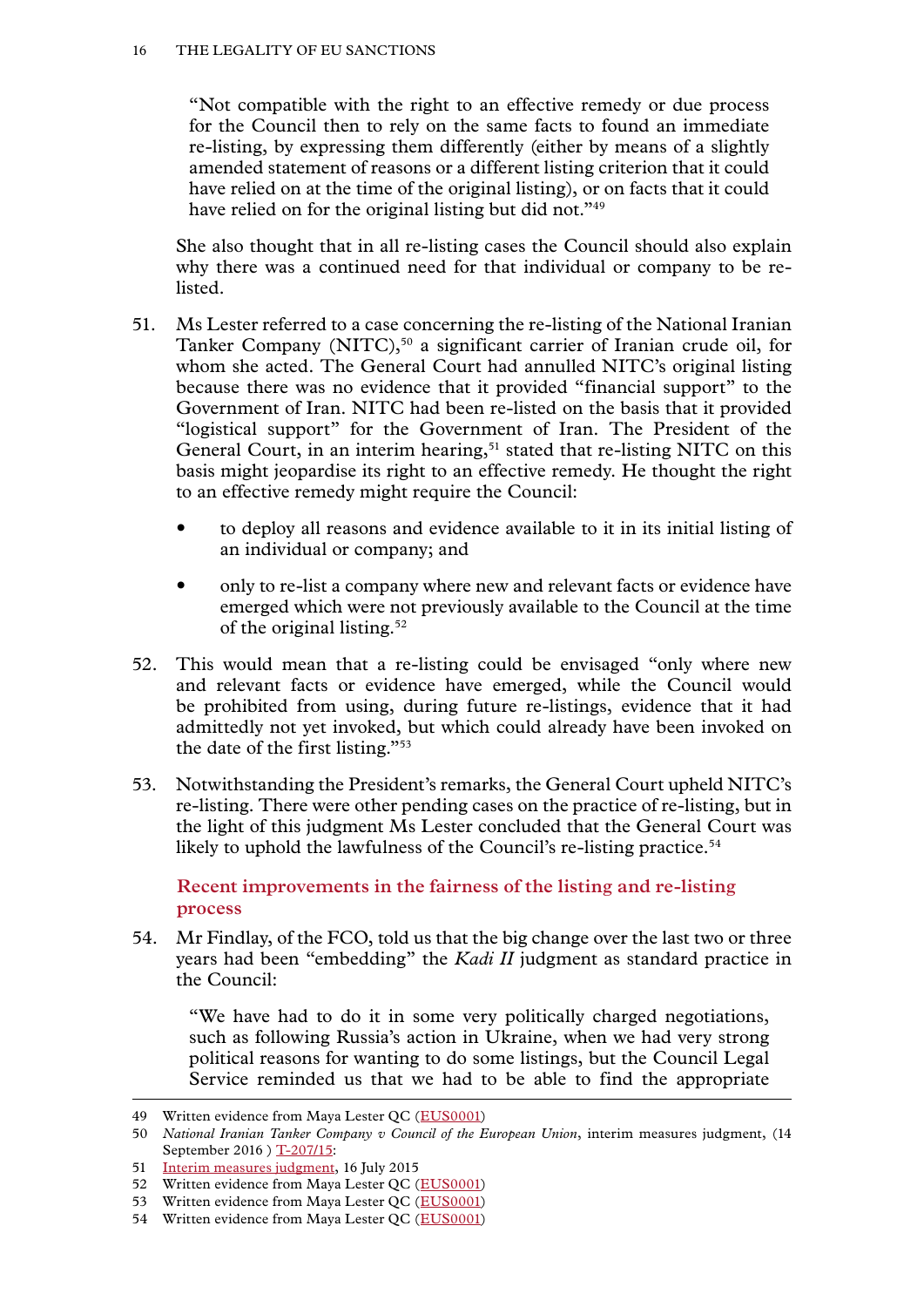"Not compatible with the right to an effective remedy or due process for the Council then to rely on the same facts to found an immediate re-listing, by expressing them differently (either by means of a slightly amended statement of reasons or a different listing criterion that it could have relied on at the time of the original listing), or on facts that it could have relied on for the original listing but did not."[49]

She also thought that in all re-listing cases the Council should also explain why there was a continued need for that individual or company to be re-listed.

51. Ms Lester referred to a case concerning the re-listing of the National Iranian Tanker Company (NITC),[50] a significant carrier of Iranian crude oil, for whom she acted. The General Court had annulled NITC's original listing because there was no evidence that it provided "financial support" to the Government of Iran. NITC had been re-listed on the basis that it provided "logistical support" for the Government of Iran. The President of the General Court, in an interim hearing,[51] stated that re-listing NITC on this basis might jeopardise its right to an effective remedy. He thought the right to an effective remedy might require the Council:

- to deploy all reasons and evidence available to it in its initial listing of an individual or company; and
- only to re-list a company where new and relevant facts or evidence have emerged which were not previously available to the Council at the time of the original listing.[52]

52. This would mean that a re-listing could be envisaged "only where new and relevant facts or evidence have emerged, while the Council would be prohibited from using, during future re-listings, evidence that it had admittedly not yet invoked, but which could already have been invoked on the date of the first listing."[53]

53. Notwithstanding the President's remarks, the General Court upheld NITC's re-listing. There were other pending cases on the practice of re-listing, but in the light of this judgment Ms Lester concluded that the General Court was likely to uphold the lawfulness of the Council's re-listing practice.[54]

### Recent improvements in the fairness of the listing and re-listing process

54. Mr Findlay, of the FCO, told us that the big change over the last two or three years had been "embedding" the *Kadi II* judgment as standard practice in the Council:

"We have had to do it in some very politically charged negotiations, such as following Russia's action in Ukraine, when we had very strong political reasons for wanting to do some listings, but the Council Legal Service reminded us that we had to be able to find the appropriate

---

49 Written evidence from Maya Lester QC (EUS0001)

50 *National Iranian Tanker Company v Council of the European Union*, interim measures judgment, (14 September 2016 ) T-207/15:

51 Interim measures judgment, 16 July 2015

52 Written evidence from Maya Lester QC (EUS0001)

53 Written evidence from Maya Lester QC (EUS0001)

54 Written evidence from Maya Lester QC (EUS0001)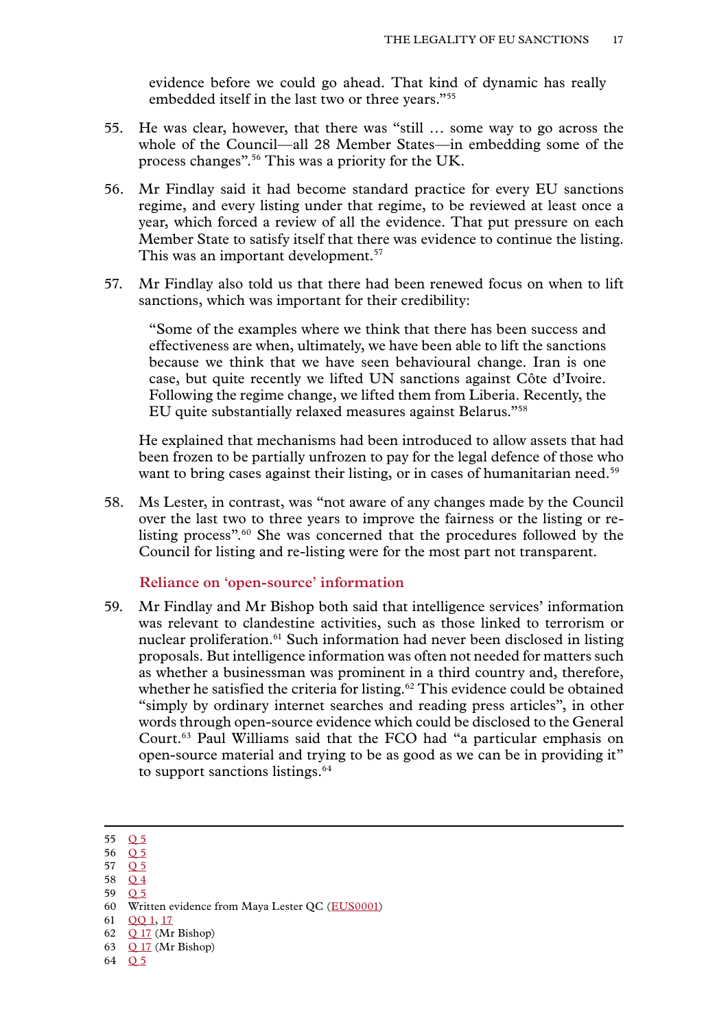evidence before we could go ahead. That kind of dynamic has really embedded itself in the last two or three years."[55]

55. He was clear, however, that there was "still … some way to go across the whole of the Council—all 28 Member States—in embedding some of the process changes".[56] This was a priority for the UK.

56. Mr Findlay said it had become standard practice for every EU sanctions regime, and every listing under that regime, to be reviewed at least once a year, which forced a review of all the evidence. That put pressure on each Member State to satisfy itself that there was evidence to continue the listing. This was an important development.[57]

57. Mr Findlay also told us that there had been renewed focus on when to lift sanctions, which was important for their credibility:

> "Some of the examples where we think that there has been success and effectiveness are when, ultimately, we have been able to lift the sanctions because we think that we have seen behavioural change. Iran is one case, but quite recently we lifted UN sanctions against Côte d'Ivoire. Following the regime change, we lifted them from Liberia. Recently, the EU quite substantially relaxed measures against Belarus."[58]

He explained that mechanisms had been introduced to allow assets that had been frozen to be partially unfrozen to pay for the legal defence of those who want to bring cases against their listing, or in cases of humanitarian need.[59]

58. Ms Lester, in contrast, was "not aware of any changes made by the Council over the last two to three years to improve the fairness or the listing or re-listing process".[60] She was concerned that the procedures followed by the Council for listing and re-listing were for the most part not transparent.

### Reliance on 'open-source' information

59. Mr Findlay and Mr Bishop both said that intelligence services' information was relevant to clandestine activities, such as those linked to terrorism or nuclear proliferation.[61] Such information had never been disclosed in listing proposals. But intelligence information was often not needed for matters such as whether a businessman was prominent in a third country and, therefore, whether he satisfied the criteria for listing.[62] This evidence could be obtained "simply by ordinary internet searches and reading press articles", in other words through open-source evidence which could be disclosed to the General Court.[63] Paul Williams said that the FCO had "a particular emphasis on open-source material and trying to be as good as we can be in providing it" to support sanctions listings.[64]

---

55 Q 5
56 Q 5
57 Q 5
58 Q 4
59 Q 5
60 Written evidence from Maya Lester QC (EUS0001)
61 QQ 1, 17
62 Q 17 (Mr Bishop)
63 Q 17 (Mr Bishop)
64 Q 5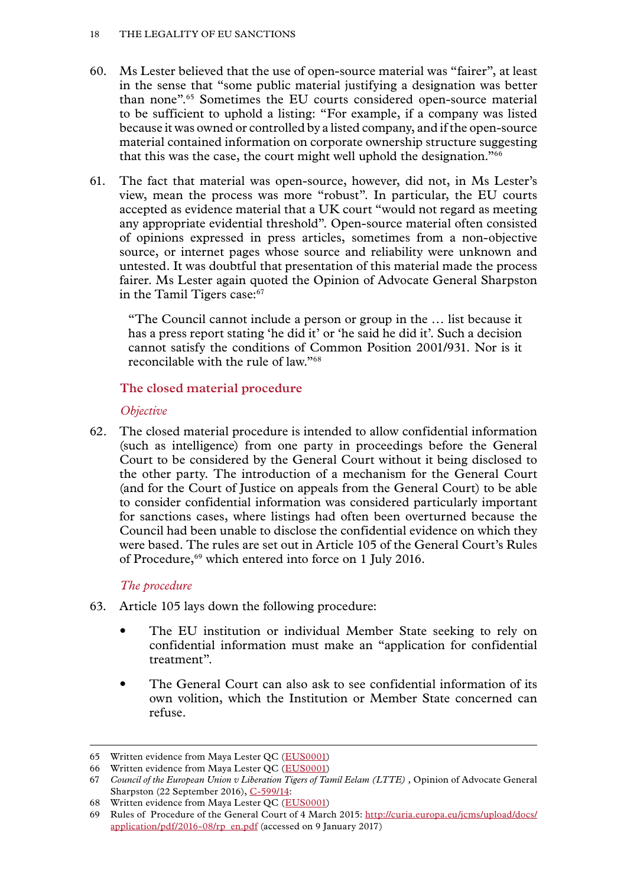60. Ms Lester believed that the use of open-source material was "fairer", at least in the sense that "some public material justifying a designation was better than none".[65] Sometimes the EU courts considered open-source material to be sufficient to uphold a listing: "For example, if a company was listed because it was owned or controlled by a listed company, and if the open-source material contained information on corporate ownership structure suggesting that this was the case, the court might well uphold the designation."[66]

61. The fact that material was open-source, however, did not, in Ms Lester's view, mean the process was more "robust". In particular, the EU courts accepted as evidence material that a UK court "would not regard as meeting any appropriate evidential threshold". Open-source material often consisted of opinions expressed in press articles, sometimes from a non-objective source, or internet pages whose source and reliability were unknown and untested. It was doubtful that presentation of this material made the process fairer. Ms Lester again quoted the Opinion of Advocate General Sharpston in the Tamil Tigers case:[67]

> "The Council cannot include a person or group in the … list because it has a press report stating 'he did it' or 'he said he did it'. Such a decision cannot satisfy the conditions of Common Position 2001/931. Nor is it reconcilable with the rule of law."[68]

### The closed material procedure

#### *Objective*

62. The closed material procedure is intended to allow confidential information (such as intelligence) from one party in proceedings before the General Court to be considered by the General Court without it being disclosed to the other party. The introduction of a mechanism for the General Court (and for the Court of Justice on appeals from the General Court) to be able to consider confidential information was considered particularly important for sanctions cases, where listings had often been overturned because the Council had been unable to disclose the confidential evidence on which they were based. The rules are set out in Article 105 of the General Court's Rules of Procedure,[69] which entered into force on 1 July 2016.

#### *The procedure*

63. Article 105 lays down the following procedure:

- The EU institution or individual Member State seeking to rely on confidential information must make an "application for confidential treatment".
- The General Court can also ask to see confidential information of its own volition, which the Institution or Member State concerned can refuse.

---

65 Written evidence from Maya Lester QC (EUS0001)

66 Written evidence from Maya Lester QC (EUS0001)

67 *Council of the European Union v Liberation Tigers of Tamil Eelam (LTTE)* , Opinion of Advocate General Sharpston (22 September 2016), C-599/14:

68 Written evidence from Maya Lester QC (EUS0001)

69 Rules of Procedure of the General Court of 4 March 2015: http://curia.europa.eu/jcms/upload/docs/application/pdf/2016-08/rp_en.pdf (accessed on 9 January 2017)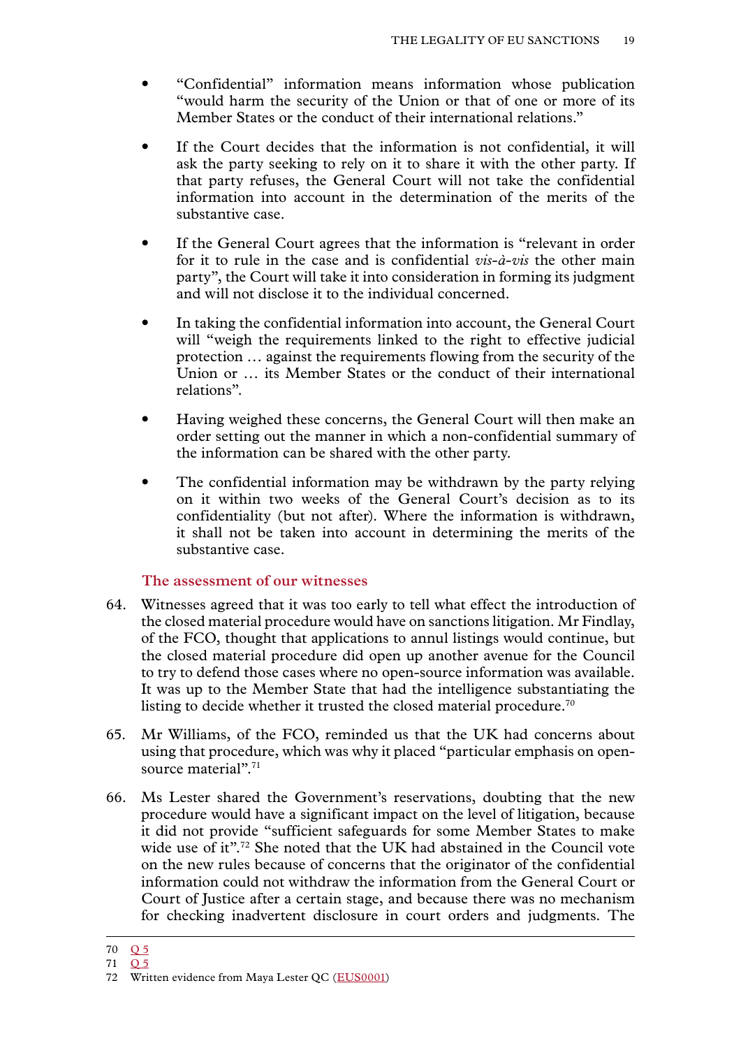- "Confidential" information means information whose publication "would harm the security of the Union or that of one or more of its Member States or the conduct of their international relations."
- If the Court decides that the information is not confidential, it will ask the party seeking to rely on it to share it with the other party. If that party refuses, the General Court will not take the confidential information into account in the determination of the merits of the substantive case.
- If the General Court agrees that the information is "relevant in order for it to rule in the case and is confidential *vis-à-vis* the other main party", the Court will take it into consideration in forming its judgment and will not disclose it to the individual concerned.
- In taking the confidential information into account, the General Court will "weigh the requirements linked to the right to effective judicial protection … against the requirements flowing from the security of the Union or … its Member States or the conduct of their international relations".
- Having weighed these concerns, the General Court will then make an order setting out the manner in which a non-confidential summary of the information can be shared with the other party.
- The confidential information may be withdrawn by the party relying on it within two weeks of the General Court's decision as to its confidentiality (but not after). Where the information is withdrawn, it shall not be taken into account in determining the merits of the substantive case.

### The assessment of our witnesses

64. Witnesses agreed that it was too early to tell what effect the introduction of the closed material procedure would have on sanctions litigation. Mr Findlay, of the FCO, thought that applications to annul listings would continue, but the closed material procedure did open up another avenue for the Council to try to defend those cases where no open-source information was available. It was up to the Member State that had the intelligence substantiating the listing to decide whether it trusted the closed material procedure.[70]

65. Mr Williams, of the FCO, reminded us that the UK had concerns about using that procedure, which was why it placed "particular emphasis on open-source material".[71]

66. Ms Lester shared the Government's reservations, doubting that the new procedure would have a significant impact on the level of litigation, because it did not provide "sufficient safeguards for some Member States to make wide use of it".[72] She noted that the UK had abstained in the Council vote on the new rules because of concerns that the originator of the confidential information could not withdraw the information from the General Court or Court of Justice after a certain stage, and because there was no mechanism for checking inadvertent disclosure in court orders and judgments. The

---

70 Q 5

71 Q 5

72 Written evidence from Maya Lester QC (EUS0001)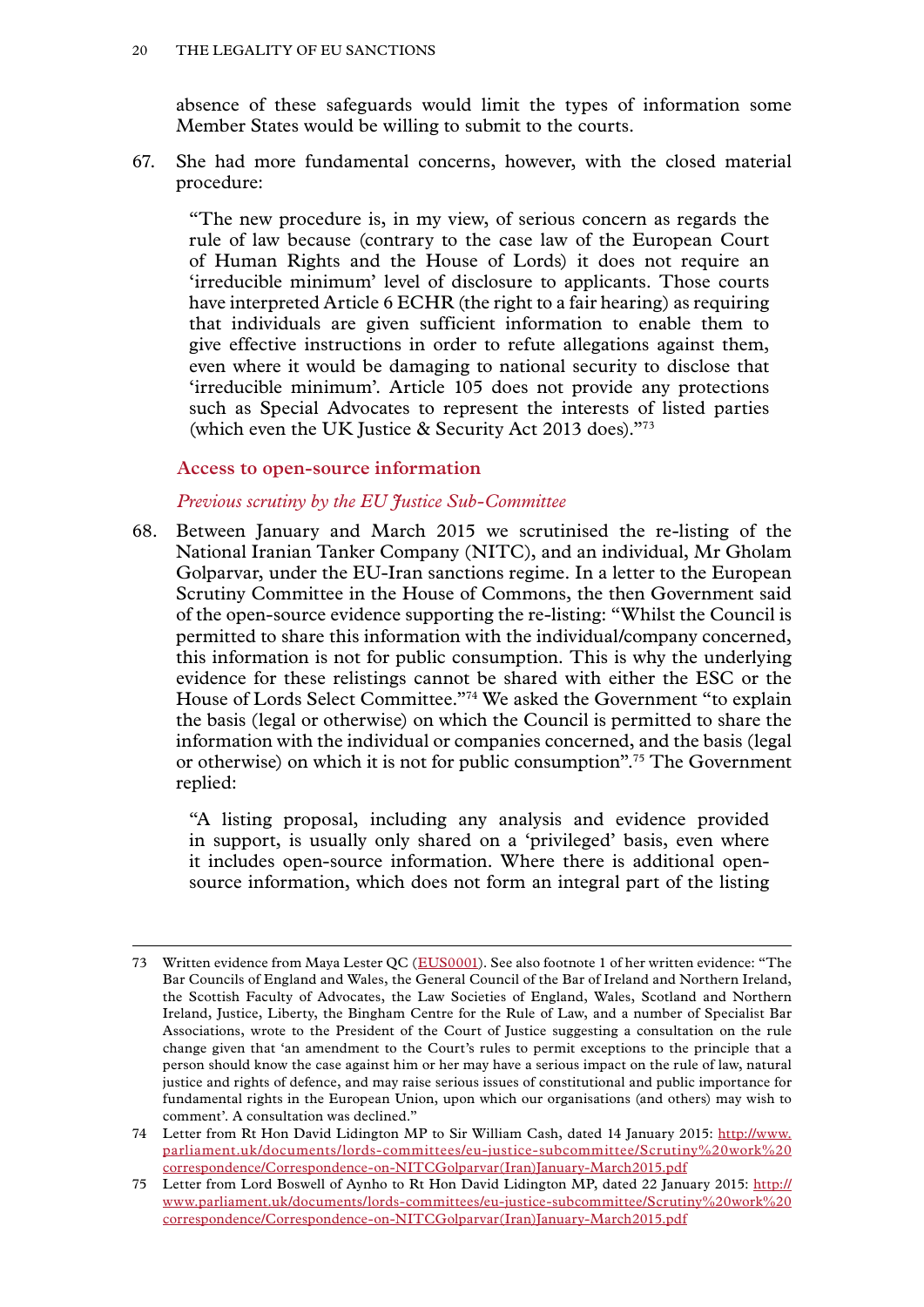absence of these safeguards would limit the types of information some Member States would be willing to submit to the courts.

67. She had more fundamental concerns, however, with the closed material procedure:

> "The new procedure is, in my view, of serious concern as regards the rule of law because (contrary to the case law of the European Court of Human Rights and the House of Lords) it does not require an 'irreducible minimum' level of disclosure to applicants. Those courts have interpreted Article 6 ECHR (the right to a fair hearing) as requiring that individuals are given sufficient information to enable them to give effective instructions in order to refute allegations against them, even where it would be damaging to national security to disclose that 'irreducible minimum'. Article 105 does not provide any protections such as Special Advocates to represent the interests of listed parties (which even the UK Justice & Security Act 2013 does)."[73]

### Access to open-source information

#### *Previous scrutiny by the EU Justice Sub-Committee*

68. Between January and March 2015 we scrutinised the re-listing of the National Iranian Tanker Company (NITC), and an individual, Mr Gholam Golparvar, under the EU-Iran sanctions regime. In a letter to the European Scrutiny Committee in the House of Commons, the then Government said of the open-source evidence supporting the re-listing: "Whilst the Council is permitted to share this information with the individual/company concerned, this information is not for public consumption. This is why the underlying evidence for these relistings cannot be shared with either the ESC or the House of Lords Select Committee."[74] We asked the Government "to explain the basis (legal or otherwise) on which the Council is permitted to share the information with the individual or companies concerned, and the basis (legal or otherwise) on which it is not for public consumption".[75] The Government replied:

> "A listing proposal, including any analysis and evidence provided in support, is usually only shared on a 'privileged' basis, even where it includes open-source information. Where there is additional open-source information, which does not form an integral part of the listing

---

73 Written evidence from Maya Lester QC (EUS0001). See also footnote 1 of her written evidence: "The Bar Councils of England and Wales, the General Council of the Bar of Ireland and Northern Ireland, the Scottish Faculty of Advocates, the Law Societies of England, Wales, Scotland and Northern Ireland, Justice, Liberty, the Bingham Centre for the Rule of Law, and a number of Specialist Bar Associations, wrote to the President of the Court of Justice suggesting a consultation on the rule change given that 'an amendment to the Court's rules to permit exceptions to the principle that a person should know the case against him or her may have a serious impact on the rule of law, natural justice and rights of defence, and may raise serious issues of constitutional and public importance for fundamental rights in the European Union, upon which our organisations (and others) may wish to comment'. A consultation was declined."

74 Letter from Rt Hon David Lidington MP to Sir William Cash, dated 14 January 2015: http://www.parliament.uk/documents/lords-committees/eu-justice-subcommittee/Scrutiny%20work%20correspondence/Correspondence-on-NITCGolparvar(Iran)January-March2015.pdf

75 Letter from Lord Boswell of Aynho to Rt Hon David Lidington MP, dated 22 January 2015: http://www.parliament.uk/documents/lords-committees/eu-justice-subcommittee/Scrutiny%20work%20correspondence/Correspondence-on-NITCGolparvar(Iran)January-March2015.pdf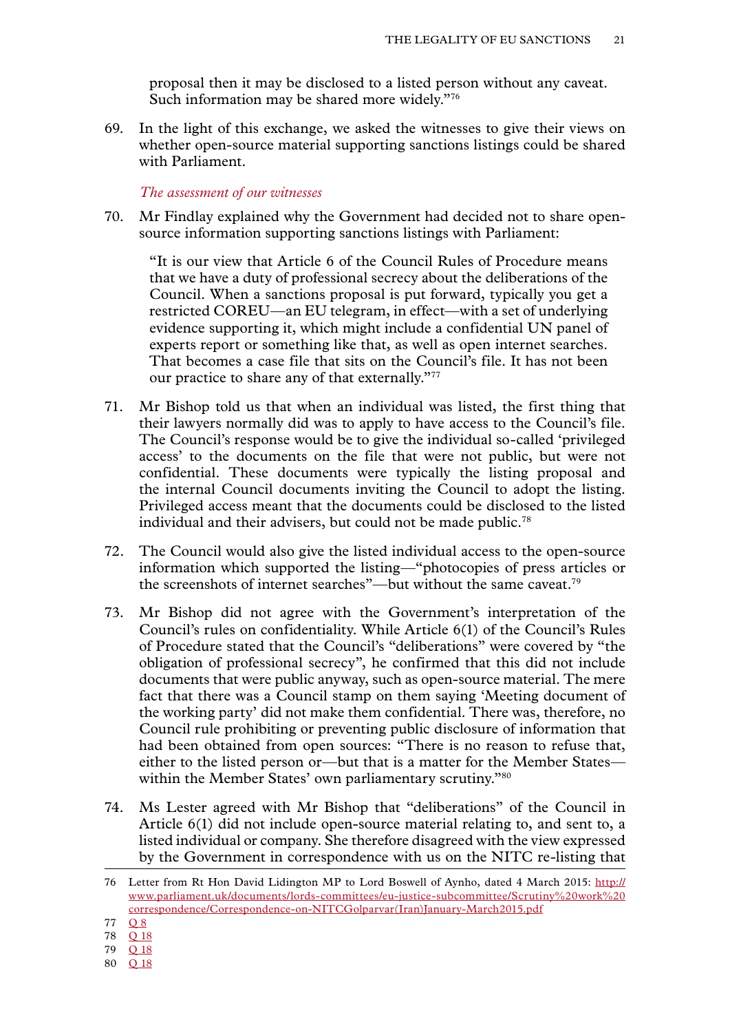proposal then it may be disclosed to a listed person without any caveat. Such information may be shared more widely."[76]

69. In the light of this exchange, we asked the witnesses to give their views on whether open-source material supporting sanctions listings could be shared with Parliament.

*The assessment of our witnesses*

70. Mr Findlay explained why the Government had decided not to share open-source information supporting sanctions listings with Parliament:

> "It is our view that Article 6 of the Council Rules of Procedure means that we have a duty of professional secrecy about the deliberations of the Council. When a sanctions proposal is put forward, typically you get a restricted COREU—an EU telegram, in effect—with a set of underlying evidence supporting it, which might include a confidential UN panel of experts report or something like that, as well as open internet searches. That becomes a case file that sits on the Council's file. It has not been our practice to share any of that externally."[77]

71. Mr Bishop told us that when an individual was listed, the first thing that their lawyers normally did was to apply to have access to the Council's file. The Council's response would be to give the individual so-called 'privileged access' to the documents on the file that were not public, but were not confidential. These documents were typically the listing proposal and the internal Council documents inviting the Council to adopt the listing. Privileged access meant that the documents could be disclosed to the listed individual and their advisers, but could not be made public.[78]

72. The Council would also give the listed individual access to the open-source information which supported the listing—"photocopies of press articles or the screenshots of internet searches"—but without the same caveat.[79]

73. Mr Bishop did not agree with the Government's interpretation of the Council's rules on confidentiality. While Article 6(1) of the Council's Rules of Procedure stated that the Council's "deliberations" were covered by "the obligation of professional secrecy", he confirmed that this did not include documents that were public anyway, such as open-source material. The mere fact that there was a Council stamp on them saying 'Meeting document of the working party' did not make them confidential. There was, therefore, no Council rule prohibiting or preventing public disclosure of information that had been obtained from open sources: "There is no reason to refuse that, either to the listed person or—but that is a matter for the Member States—within the Member States' own parliamentary scrutiny."[80]

74. Ms Lester agreed with Mr Bishop that "deliberations" of the Council in Article 6(1) did not include open-source material relating to, and sent to, a listed individual or company. She therefore disagreed with the view expressed by the Government in correspondence with us on the NITC re-listing that

---

76 Letter from Rt Hon David Lidington MP to Lord Boswell of Aynho, dated 4 March 2015: http://www.parliament.uk/documents/lords-committees/eu-justice-subcommittee/Scrutiny%20work%20correspondence/Correspondence-on-NITCGolparvar(Iran)January-March2015.pdf

77 Q 8

78 Q 18

79 Q 18

80 Q 18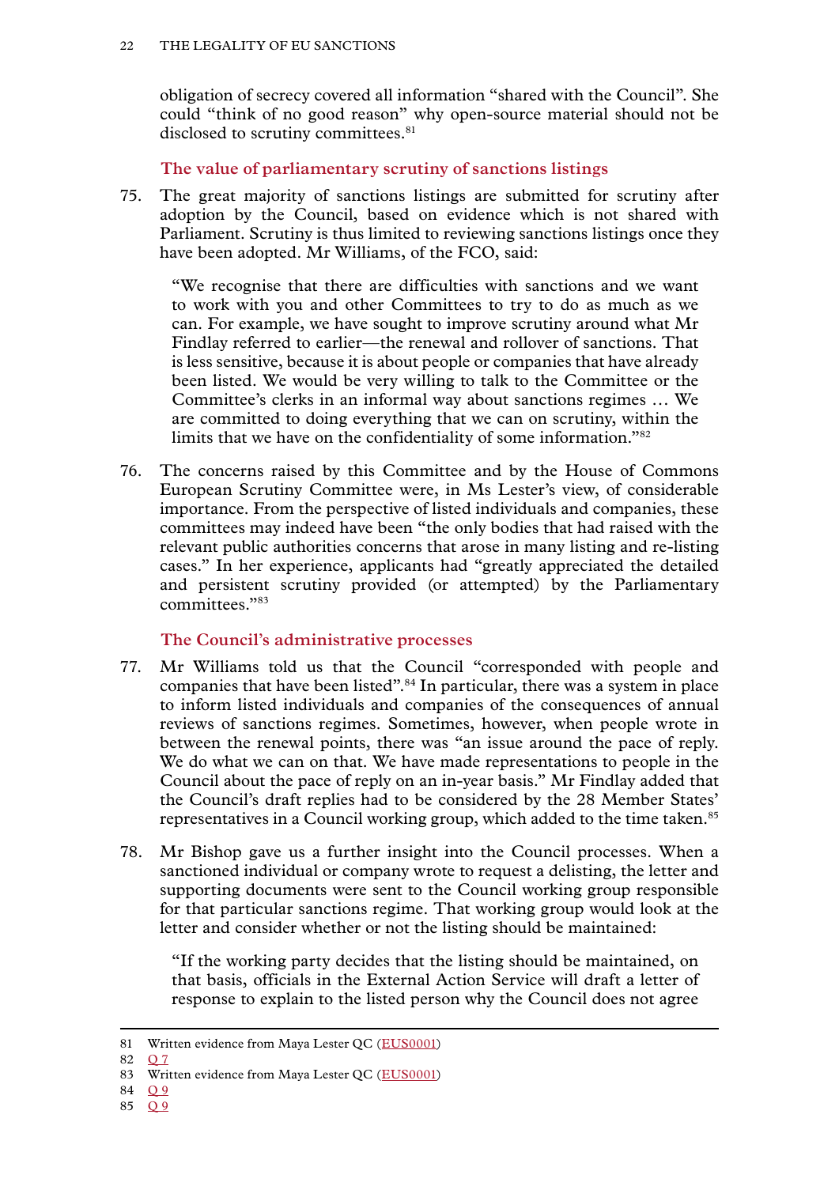obligation of secrecy covered all information "shared with the Council". She could "think of no good reason" why open-source material should not be disclosed to scrutiny committees.[81]

### The value of parliamentary scrutiny of sanctions listings

75. The great majority of sanctions listings are submitted for scrutiny after adoption by the Council, based on evidence which is not shared with Parliament. Scrutiny is thus limited to reviewing sanctions listings once they have been adopted. Mr Williams, of the FCO, said:

> "We recognise that there are difficulties with sanctions and we want to work with you and other Committees to try to do as much as we can. For example, we have sought to improve scrutiny around what Mr Findlay referred to earlier—the renewal and rollover of sanctions. That is less sensitive, because it is about people or companies that have already been listed. We would be very willing to talk to the Committee or the Committee's clerks in an informal way about sanctions regimes … We are committed to doing everything that we can on scrutiny, within the limits that we have on the confidentiality of some information."[82]

76. The concerns raised by this Committee and by the House of Commons European Scrutiny Committee were, in Ms Lester's view, of considerable importance. From the perspective of listed individuals and companies, these committees may indeed have been "the only bodies that had raised with the relevant public authorities concerns that arose in many listing and re-listing cases." In her experience, applicants had "greatly appreciated the detailed and persistent scrutiny provided (or attempted) by the Parliamentary committees."[83]

### The Council's administrative processes

77. Mr Williams told us that the Council "corresponded with people and companies that have been listed".[84] In particular, there was a system in place to inform listed individuals and companies of the consequences of annual reviews of sanctions regimes. Sometimes, however, when people wrote in between the renewal points, there was "an issue around the pace of reply. We do what we can on that. We have made representations to people in the Council about the pace of reply on an in-year basis." Mr Findlay added that the Council's draft replies had to be considered by the 28 Member States' representatives in a Council working group, which added to the time taken.[85]

78. Mr Bishop gave us a further insight into the Council processes. When a sanctioned individual or company wrote to request a delisting, the letter and supporting documents were sent to the Council working group responsible for that particular sanctions regime. That working group would look at the letter and consider whether or not the listing should be maintained:

> "If the working party decides that the listing should be maintained, on that basis, officials in the External Action Service will draft a letter of response to explain to the listed person why the Council does not agree

---

81 Written evidence from Maya Lester QC (EUS0001)

82 Q 7

83 Written evidence from Maya Lester QC (EUS0001)

84 Q 9

85 Q 9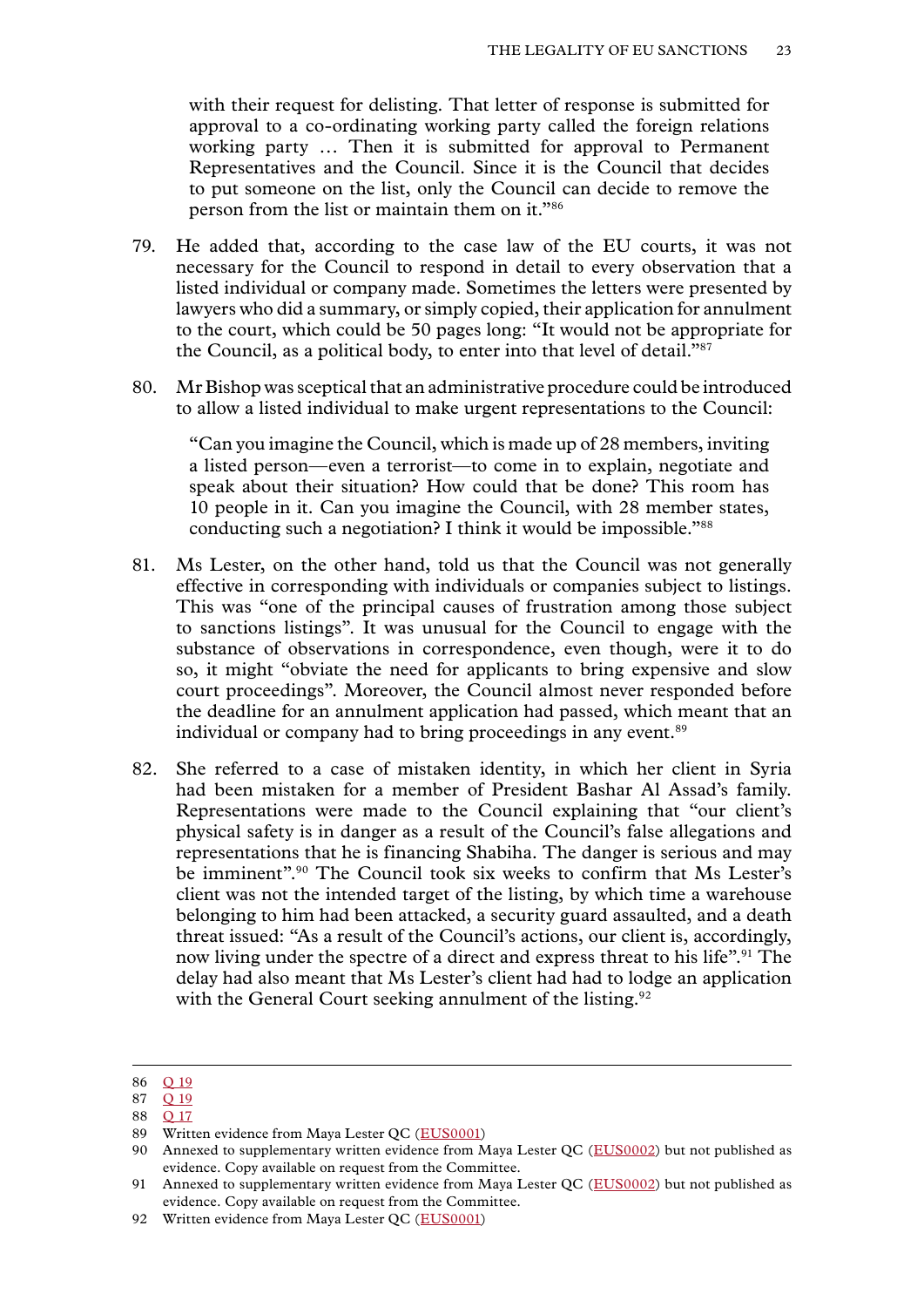> with their request for delisting. That letter of response is submitted for approval to a co-ordinating working party called the foreign relations working party … Then it is submitted for approval to Permanent Representatives and the Council. Since it is the Council that decides to put someone on the list, only the Council can decide to remove the person from the list or maintain them on it."[86]

79. He added that, according to the case law of the EU courts, it was not necessary for the Council to respond in detail to every observation that a listed individual or company made. Sometimes the letters were presented by lawyers who did a summary, or simply copied, their application for annulment to the court, which could be 50 pages long: "It would not be appropriate for the Council, as a political body, to enter into that level of detail."[87]

80. Mr Bishop was sceptical that an administrative procedure could be introduced to allow a listed individual to make urgent representations to the Council:

> "Can you imagine the Council, which is made up of 28 members, inviting a listed person—even a terrorist—to come in to explain, negotiate and speak about their situation? How could that be done? This room has 10 people in it. Can you imagine the Council, with 28 member states, conducting such a negotiation? I think it would be impossible."[88]

81. Ms Lester, on the other hand, told us that the Council was not generally effective in corresponding with individuals or companies subject to listings. This was "one of the principal causes of frustration among those subject to sanctions listings". It was unusual for the Council to engage with the substance of observations in correspondence, even though, were it to do so, it might "obviate the need for applicants to bring expensive and slow court proceedings". Moreover, the Council almost never responded before the deadline for an annulment application had passed, which meant that an individual or company had to bring proceedings in any event.[89]

82. She referred to a case of mistaken identity, in which her client in Syria had been mistaken for a member of President Bashar Al Assad's family. Representations were made to the Council explaining that "our client's physical safety is in danger as a result of the Council's false allegations and representations that he is financing Shabiha. The danger is serious and may be imminent".[90] The Council took six weeks to confirm that Ms Lester's client was not the intended target of the listing, by which time a warehouse belonging to him had been attacked, a security guard assaulted, and a death threat issued: "As a result of the Council's actions, our client is, accordingly, now living under the spectre of a direct and express threat to his life".[91] The delay had also meant that Ms Lester's client had had to lodge an application with the General Court seeking annulment of the listing.[92]

---

86 Q 19

87 Q 19

88 Q 17

89 Written evidence from Maya Lester QC (EUS0001)

90 Annexed to supplementary written evidence from Maya Lester QC (EUS0002) but not published as evidence. Copy available on request from the Committee.

91 Annexed to supplementary written evidence from Maya Lester QC (EUS0002) but not published as evidence. Copy available on request from the Committee.

92 Written evidence from Maya Lester QC (EUS0001)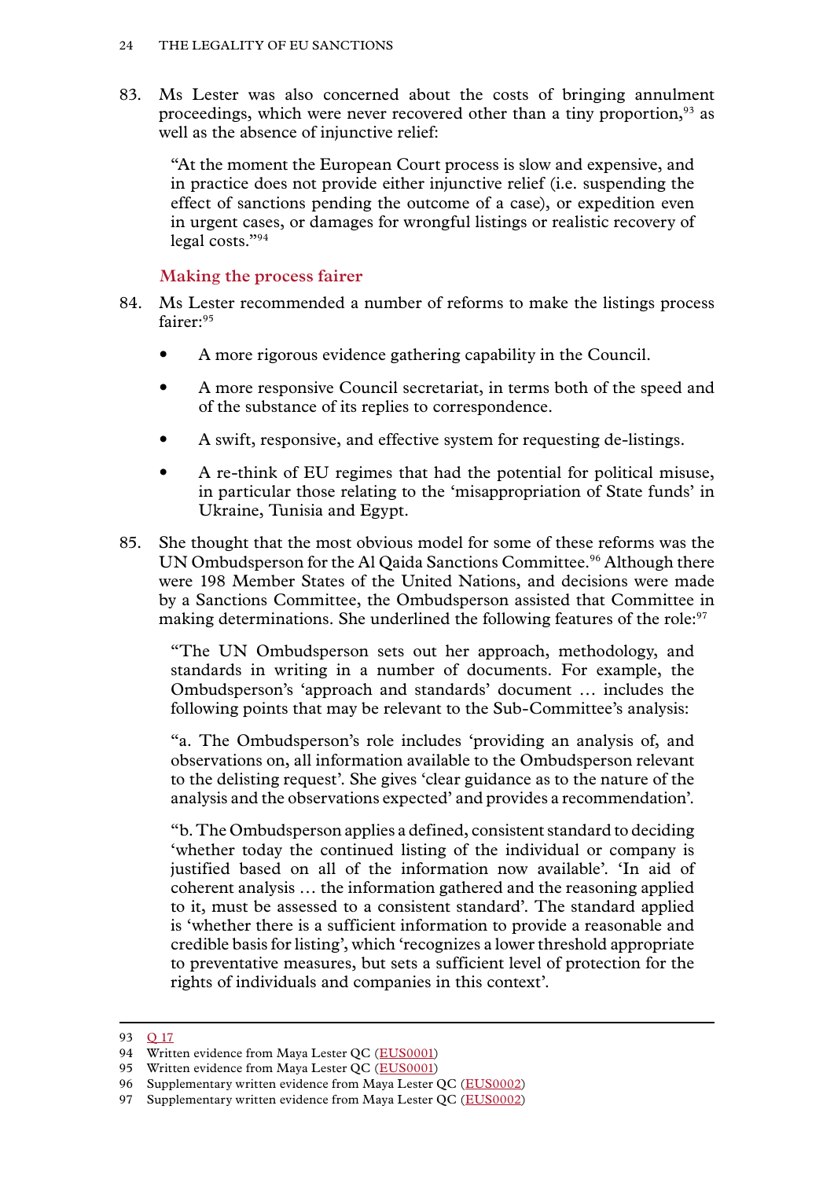83. Ms Lester was also concerned about the costs of bringing annulment proceedings, which were never recovered other than a tiny proportion,[93] as well as the absence of injunctive relief:

> "At the moment the European Court process is slow and expensive, and in practice does not provide either injunctive relief (i.e. suspending the effect of sanctions pending the outcome of a case), or expedition even in urgent cases, or damages for wrongful listings or realistic recovery of legal costs."[94]

### Making the process fairer

84. Ms Lester recommended a number of reforms to make the listings process fairer:[95]

- A more rigorous evidence gathering capability in the Council.
- A more responsive Council secretariat, in terms both of the speed and of the substance of its replies to correspondence.
- A swift, responsive, and effective system for requesting de-listings.
- A re-think of EU regimes that had the potential for political misuse, in particular those relating to the 'misappropriation of State funds' in Ukraine, Tunisia and Egypt.

85. She thought that the most obvious model for some of these reforms was the UN Ombudsperson for the Al Qaida Sanctions Committee.[96] Although there were 198 Member States of the United Nations, and decisions were made by a Sanctions Committee, the Ombudsperson assisted that Committee in making determinations. She underlined the following features of the role:[97]

> "The UN Ombudsperson sets out her approach, methodology, and standards in writing in a number of documents. For example, the Ombudsperson's 'approach and standards' document … includes the following points that may be relevant to the Sub-Committee's analysis:
>
> "a. The Ombudsperson's role includes 'providing an analysis of, and observations on, all information available to the Ombudsperson relevant to the delisting request'. She gives 'clear guidance as to the nature of the analysis and the observations expected' and provides a recommendation'.
>
> "b. The Ombudsperson applies a defined, consistent standard to deciding 'whether today the continued listing of the individual or company is justified based on all of the information now available'. 'In aid of coherent analysis … the information gathered and the reasoning applied to it, must be assessed to a consistent standard'. The standard applied is 'whether there is a sufficient information to provide a reasonable and credible basis for listing', which 'recognizes a lower threshold appropriate to preventative measures, but sets a sufficient level of protection for the rights of individuals and companies in this context'.

---

93 Q 17

94 Written evidence from Maya Lester QC (EUS0001)

95 Written evidence from Maya Lester QC (EUS0001)

96 Supplementary written evidence from Maya Lester QC (EUS0002)

97 Supplementary written evidence from Maya Lester QC (EUS0002)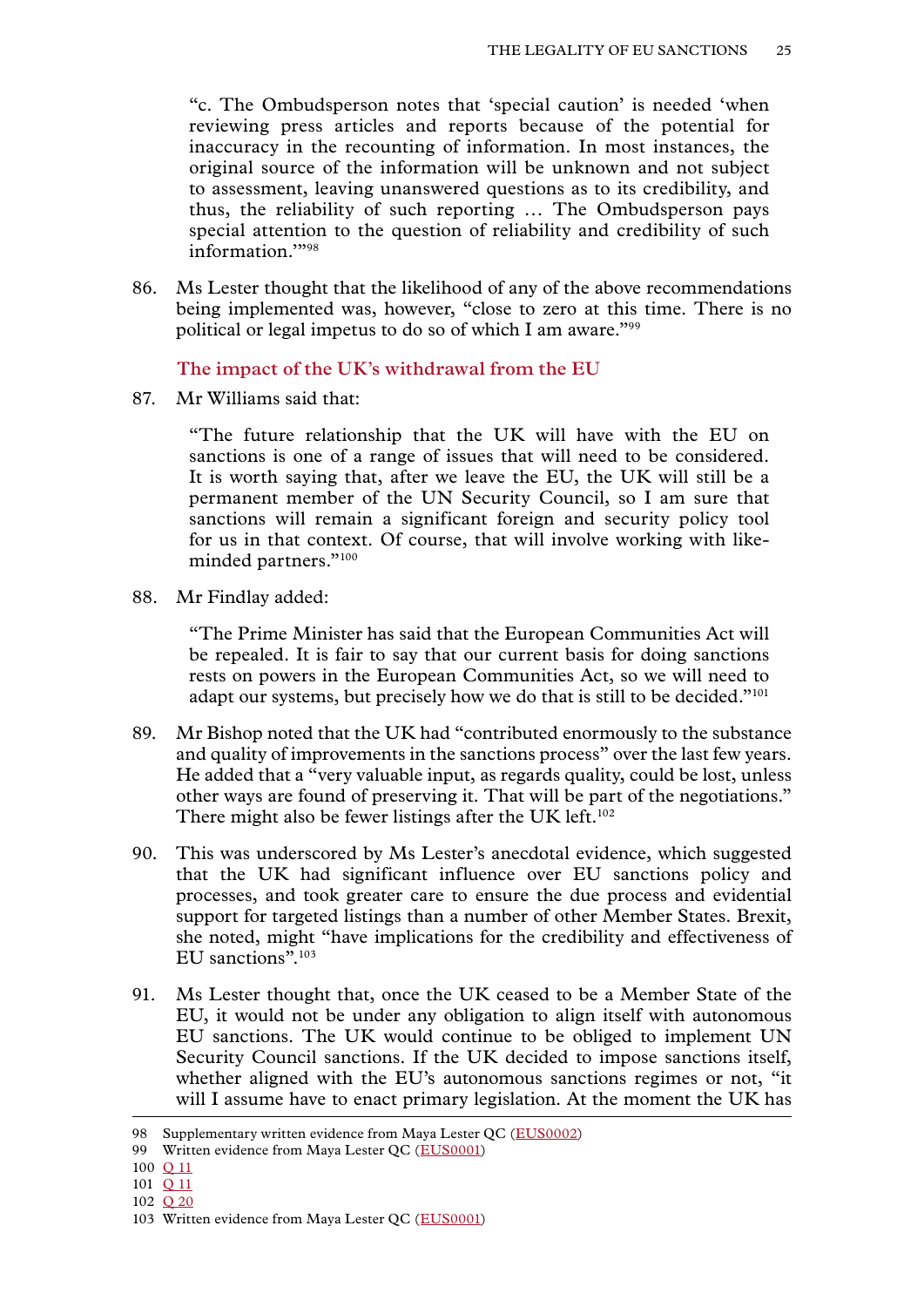"c. The Ombudsperson notes that 'special caution' is needed 'when reviewing press articles and reports because of the potential for inaccuracy in the recounting of information. In most instances, the original source of the information will be unknown and not subject to assessment, leaving unanswered questions as to its credibility, and thus, the reliability of such reporting … The Ombudsperson pays special attention to the question of reliability and credibility of such information.'"[98]

86. Ms Lester thought that the likelihood of any of the above recommendations being implemented was, however, "close to zero at this time. There is no political or legal impetus to do so of which I am aware."[99]

### The impact of the UK's withdrawal from the EU

87. Mr Williams said that:

"The future relationship that the UK will have with the EU on sanctions is one of a range of issues that will need to be considered. It is worth saying that, after we leave the EU, the UK will still be a permanent member of the UN Security Council, so I am sure that sanctions will remain a significant foreign and security policy tool for us in that context. Of course, that will involve working with like-minded partners."[100]

88. Mr Findlay added:

"The Prime Minister has said that the European Communities Act will be repealed. It is fair to say that our current basis for doing sanctions rests on powers in the European Communities Act, so we will need to adapt our systems, but precisely how we do that is still to be decided."[101]

89. Mr Bishop noted that the UK had "contributed enormously to the substance and quality of improvements in the sanctions process" over the last few years. He added that a "very valuable input, as regards quality, could be lost, unless other ways are found of preserving it. That will be part of the negotiations." There might also be fewer listings after the UK left.[102]

90. This was underscored by Ms Lester's anecdotal evidence, which suggested that the UK had significant influence over EU sanctions policy and processes, and took greater care to ensure the due process and evidential support for targeted listings than a number of other Member States. Brexit, she noted, might "have implications for the credibility and effectiveness of EU sanctions".[103]

91. Ms Lester thought that, once the UK ceased to be a Member State of the EU, it would not be under any obligation to align itself with autonomous EU sanctions. The UK would continue to be obliged to implement UN Security Council sanctions. If the UK decided to impose sanctions itself, whether aligned with the EU's autonomous sanctions regimes or not, "it will I assume have to enact primary legislation. At the moment the UK has

---

98 Supplementary written evidence from Maya Lester QC (EUS0002)

99 Written evidence from Maya Lester QC (EUS0001)

100 Q 11

101 Q 11

102 Q 20

103 Written evidence from Maya Lester QC (EUS0001)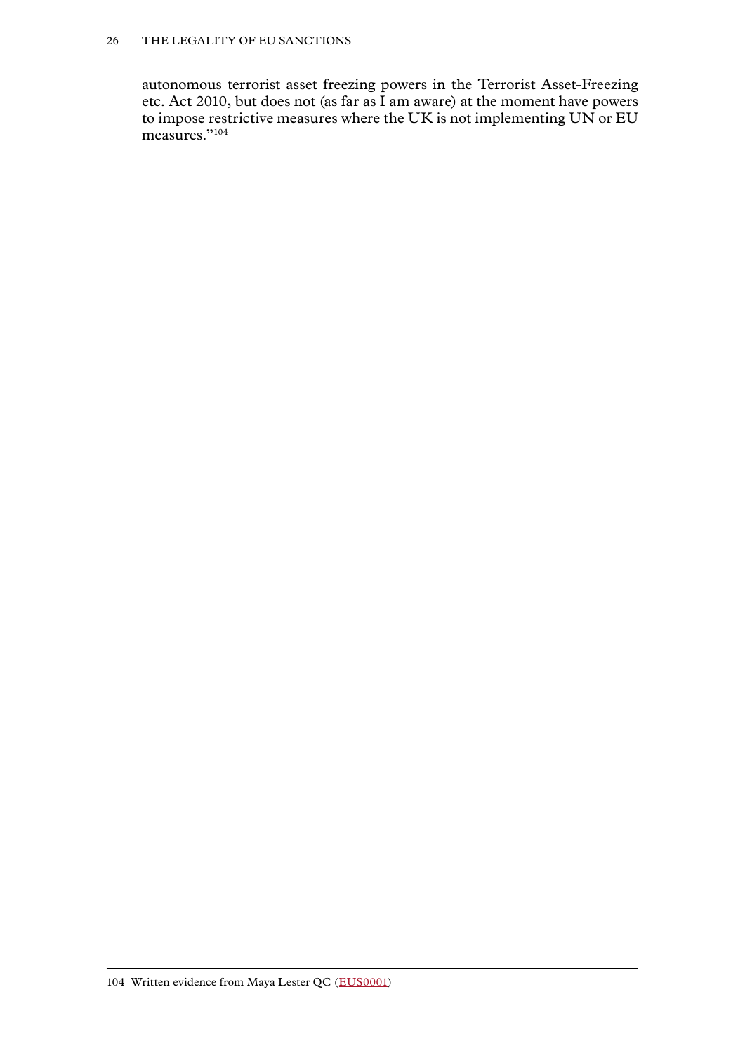autonomous terrorist asset freezing powers in the Terrorist Asset-Freezing etc. Act 2010, but does not (as far as I am aware) at the moment have powers to impose restrictive measures where the UK is not implementing UN or EU measures."[104]

104 Written evidence from Maya Lester QC (EUS0001)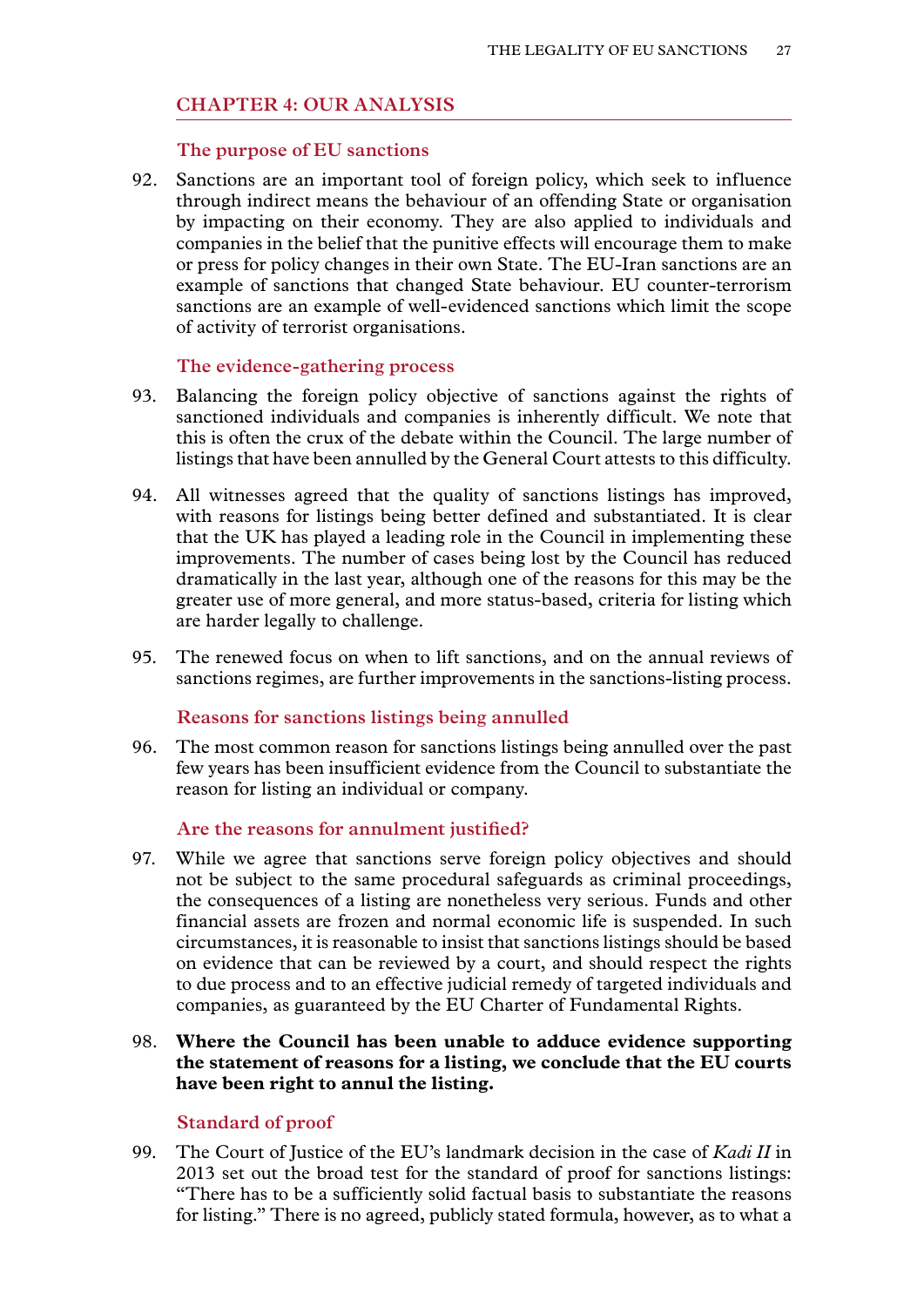## CHAPTER 4: OUR ANALYSIS

### The purpose of EU sanctions

92. Sanctions are an important tool of foreign policy, which seek to influence through indirect means the behaviour of an offending State or organisation by impacting on their economy. They are also applied to individuals and companies in the belief that the punitive effects will encourage them to make or press for policy changes in their own State. The EU-Iran sanctions are an example of sanctions that changed State behaviour. EU counter-terrorism sanctions are an example of well-evidenced sanctions which limit the scope of activity of terrorist organisations.

### The evidence-gathering process

93. Balancing the foreign policy objective of sanctions against the rights of sanctioned individuals and companies is inherently difficult. We note that this is often the crux of the debate within the Council. The large number of listings that have been annulled by the General Court attests to this difficulty.

94. All witnesses agreed that the quality of sanctions listings has improved, with reasons for listings being better defined and substantiated. It is clear that the UK has played a leading role in the Council in implementing these improvements. The number of cases being lost by the Council has reduced dramatically in the last year, although one of the reasons for this may be the greater use of more general, and more status-based, criteria for listing which are harder legally to challenge.

95. The renewed focus on when to lift sanctions, and on the annual reviews of sanctions regimes, are further improvements in the sanctions-listing process.

### Reasons for sanctions listings being annulled

96. The most common reason for sanctions listings being annulled over the past few years has been insufficient evidence from the Council to substantiate the reason for listing an individual or company.

### Are the reasons for annulment justified?

97. While we agree that sanctions serve foreign policy objectives and should not be subject to the same procedural safeguards as criminal proceedings, the consequences of a listing are nonetheless very serious. Funds and other financial assets are frozen and normal economic life is suspended. In such circumstances, it is reasonable to insist that sanctions listings should be based on evidence that can be reviewed by a court, and should respect the rights to due process and to an effective judicial remedy of targeted individuals and companies, as guaranteed by the EU Charter of Fundamental Rights.

98. **Where the Council has been unable to adduce evidence supporting the statement of reasons for a listing, we conclude that the EU courts have been right to annul the listing.**

### Standard of proof

99. The Court of Justice of the EU's landmark decision in the case of *Kadi II* in 2013 set out the broad test for the standard of proof for sanctions listings: "There has to be a sufficiently solid factual basis to substantiate the reasons for listing." There is no agreed, publicly stated formula, however, as to what a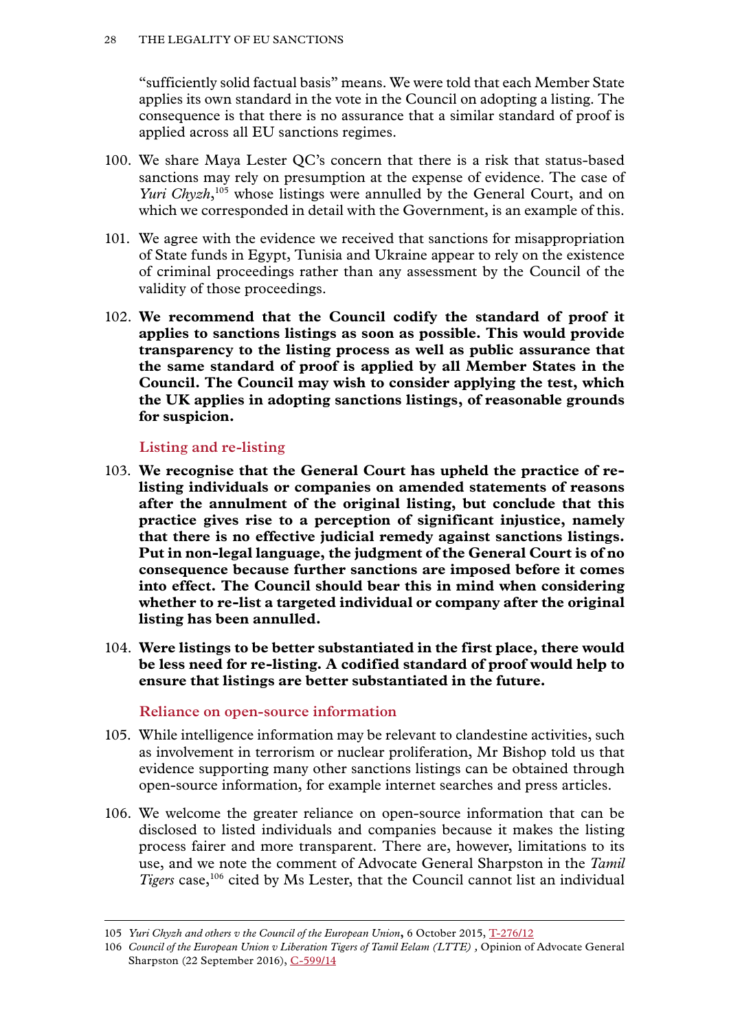"sufficiently solid factual basis" means. We were told that each Member State applies its own standard in the vote in the Council on adopting a listing. The consequence is that there is no assurance that a similar standard of proof is applied across all EU sanctions regimes.

100. We share Maya Lester QC's concern that there is a risk that status-based sanctions may rely on presumption at the expense of evidence. The case of *Yuri Chyzh*,[105] whose listings were annulled by the General Court, and on which we corresponded in detail with the Government, is an example of this.

101. We agree with the evidence we received that sanctions for misappropriation of State funds in Egypt, Tunisia and Ukraine appear to rely on the existence of criminal proceedings rather than any assessment by the Council of the validity of those proceedings.

102. **We recommend that the Council codify the standard of proof it applies to sanctions listings as soon as possible. This would provide transparency to the listing process as well as public assurance that the same standard of proof is applied by all Member States in the Council. The Council may wish to consider applying the test, which the UK applies in adopting sanctions listings, of reasonable grounds for suspicion.**

### Listing and re-listing

103. **We recognise that the General Court has upheld the practice of re-listing individuals or companies on amended statements of reasons after the annulment of the original listing, but conclude that this practice gives rise to a perception of significant injustice, namely that there is no effective judicial remedy against sanctions listings. Put in non-legal language, the judgment of the General Court is of no consequence because further sanctions are imposed before it comes into effect. The Council should bear this in mind when considering whether to re-list a targeted individual or company after the original listing has been annulled.**

104. **Were listings to be better substantiated in the first place, there would be less need for re-listing. A codified standard of proof would help to ensure that listings are better substantiated in the future.**

### Reliance on open-source information

105. While intelligence information may be relevant to clandestine activities, such as involvement in terrorism or nuclear proliferation, Mr Bishop told us that evidence supporting many other sanctions listings can be obtained through open-source information, for example internet searches and press articles.

106. We welcome the greater reliance on open-source information that can be disclosed to listed individuals and companies because it makes the listing process fairer and more transparent. There are, however, limitations to its use, and we note the comment of Advocate General Sharpston in the *Tamil Tigers* case,[106] cited by Ms Lester, that the Council cannot list an individual

---

105 *Yuri Chyzh and others v the Council of the European Union*, 6 October 2015, T-276/12

106 *Council of the European Union v Liberation Tigers of Tamil Eelam (LTTE)*, Opinion of Advocate General Sharpston (22 September 2016), C-599/14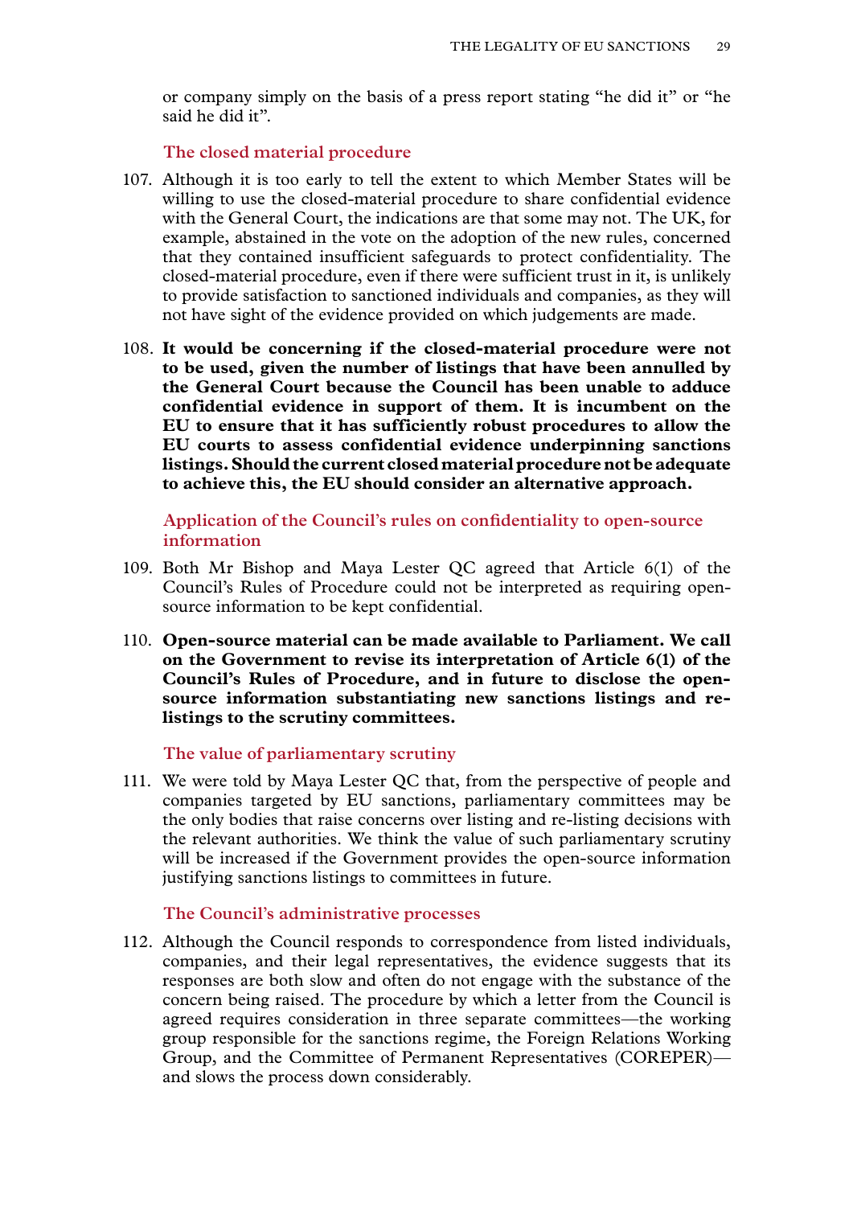or company simply on the basis of a press report stating "he did it" or "he said he did it".

### The closed material procedure

107. Although it is too early to tell the extent to which Member States will be willing to use the closed-material procedure to share confidential evidence with the General Court, the indications are that some may not. The UK, for example, abstained in the vote on the adoption of the new rules, concerned that they contained insufficient safeguards to protect confidentiality. The closed-material procedure, even if there were sufficient trust in it, is unlikely to provide satisfaction to sanctioned individuals and companies, as they will not have sight of the evidence provided on which judgements are made.

108. **It would be concerning if the closed-material procedure were not to be used, given the number of listings that have been annulled by the General Court because the Council has been unable to adduce confidential evidence in support of them. It is incumbent on the EU to ensure that it has sufficiently robust procedures to allow the EU courts to assess confidential evidence underpinning sanctions listings. Should the current closed material procedure not be adequate to achieve this, the EU should consider an alternative approach.**

### Application of the Council's rules on confidentiality to open-source information

109. Both Mr Bishop and Maya Lester QC agreed that Article 6(1) of the Council's Rules of Procedure could not be interpreted as requiring open-source information to be kept confidential.

110. **Open-source material can be made available to Parliament. We call on the Government to revise its interpretation of Article 6(1) of the Council's Rules of Procedure, and in future to disclose the open-source information substantiating new sanctions listings and re-listings to the scrutiny committees.**

### The value of parliamentary scrutiny

111. We were told by Maya Lester QC that, from the perspective of people and companies targeted by EU sanctions, parliamentary committees may be the only bodies that raise concerns over listing and re-listing decisions with the relevant authorities. We think the value of such parliamentary scrutiny will be increased if the Government provides the open-source information justifying sanctions listings to committees in future.

### The Council's administrative processes

112. Although the Council responds to correspondence from listed individuals, companies, and their legal representatives, the evidence suggests that its responses are both slow and often do not engage with the substance of the concern being raised. The procedure by which a letter from the Council is agreed requires consideration in three separate committees—the working group responsible for the sanctions regime, the Foreign Relations Working Group, and the Committee of Permanent Representatives (COREPER)—and slows the process down considerably.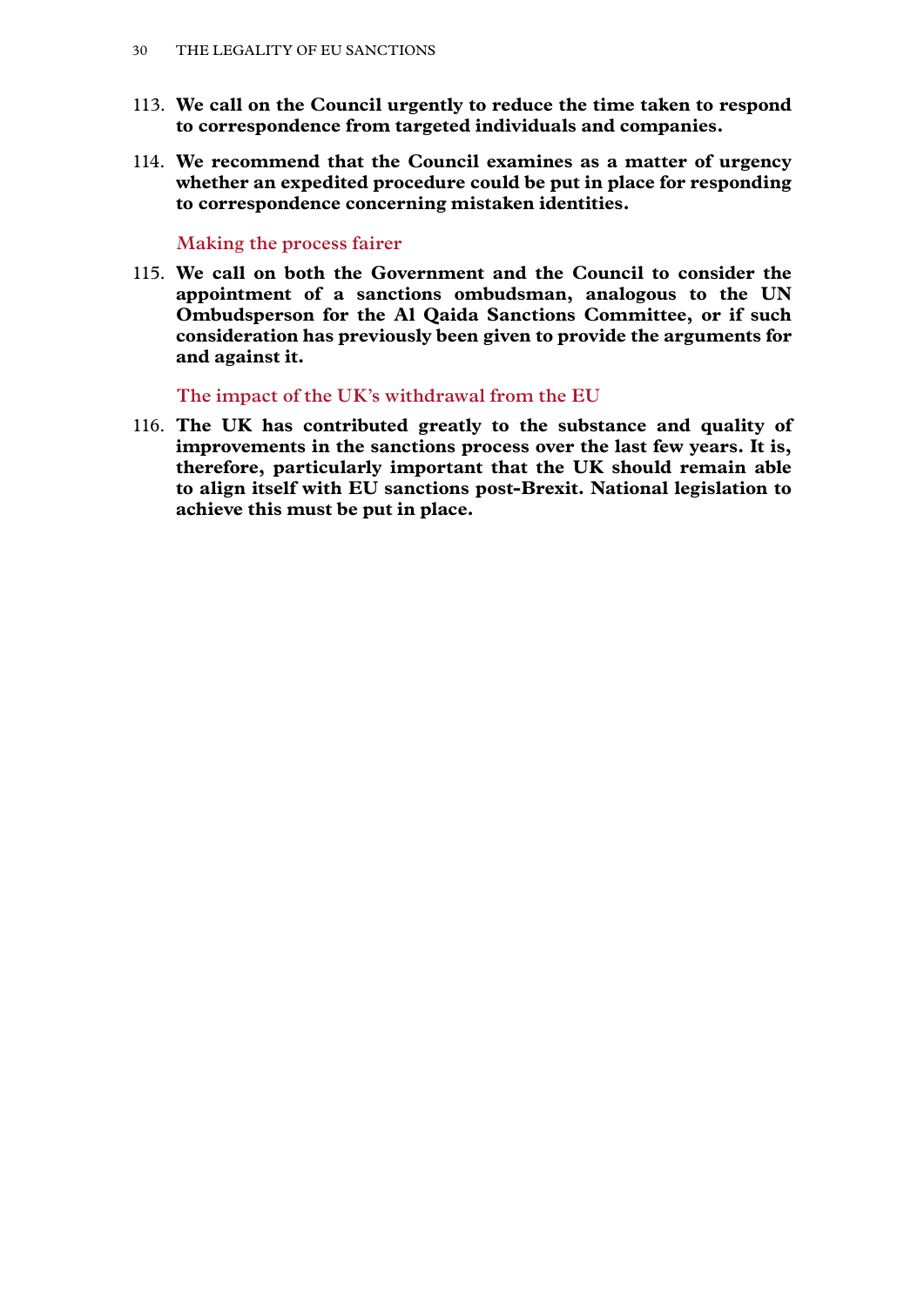113. **We call on the Council urgently to reduce the time taken to respond to correspondence from targeted individuals and companies.**

114. **We recommend that the Council examines as a matter of urgency whether an expedited procedure could be put in place for responding to correspondence concerning mistaken identities.**

### Making the process fairer

115. **We call on both the Government and the Council to consider the appointment of a sanctions ombudsman, analogous to the UN Ombudsperson for the Al Qaida Sanctions Committee, or if such consideration has previously been given to provide the arguments for and against it.**

### The impact of the UK's withdrawal from the EU

116. **The UK has contributed greatly to the substance and quality of improvements in the sanctions process over the last few years. It is, therefore, particularly important that the UK should remain able to align itself with EU sanctions post-Brexit. National legislation to achieve this must be put in place.**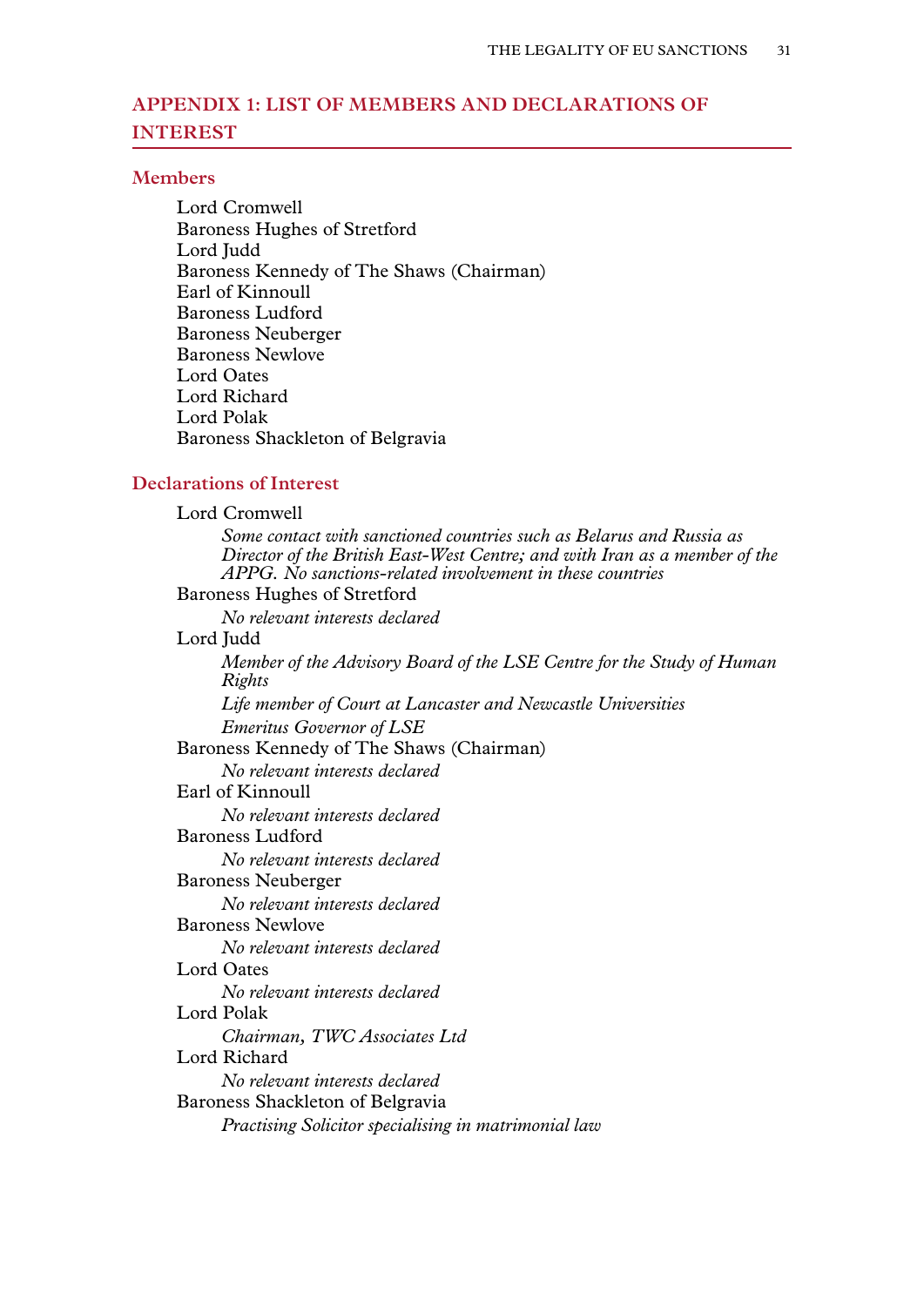## APPENDIX 1: LIST OF MEMBERS AND DECLARATIONS OF INTEREST

### Members

Lord Cromwell
Baroness Hughes of Stretford
Lord Judd
Baroness Kennedy of The Shaws (Chairman)
Earl of Kinnoull
Baroness Ludford
Baroness Neuberger
Baroness Newlove
Lord Oates
Lord Richard
Lord Polak
Baroness Shackleton of Belgravia

### Declarations of Interest

Lord Cromwell
*Some contact with sanctioned countries such as Belarus and Russia as Director of the British East-West Centre; and with Iran as a member of the APPG. No sanctions-related involvement in these countries*

Baroness Hughes of Stretford
*No relevant interests declared*

Lord Judd
*Member of the Advisory Board of the LSE Centre for the Study of Human Rights*
*Life member of Court at Lancaster and Newcastle Universities*
*Emeritus Governor of LSE*

Baroness Kennedy of The Shaws (Chairman)
*No relevant interests declared*

Earl of Kinnoull
*No relevant interests declared*

Baroness Ludford
*No relevant interests declared*

Baroness Neuberger
*No relevant interests declared*

Baroness Newlove
*No relevant interests declared*

Lord Oates
*No relevant interests declared*

Lord Polak
*Chairman, TWC Associates Ltd*

Lord Richard
*No relevant interests declared*

Baroness Shackleton of Belgravia
*Practising Solicitor specialising in matrimonial law*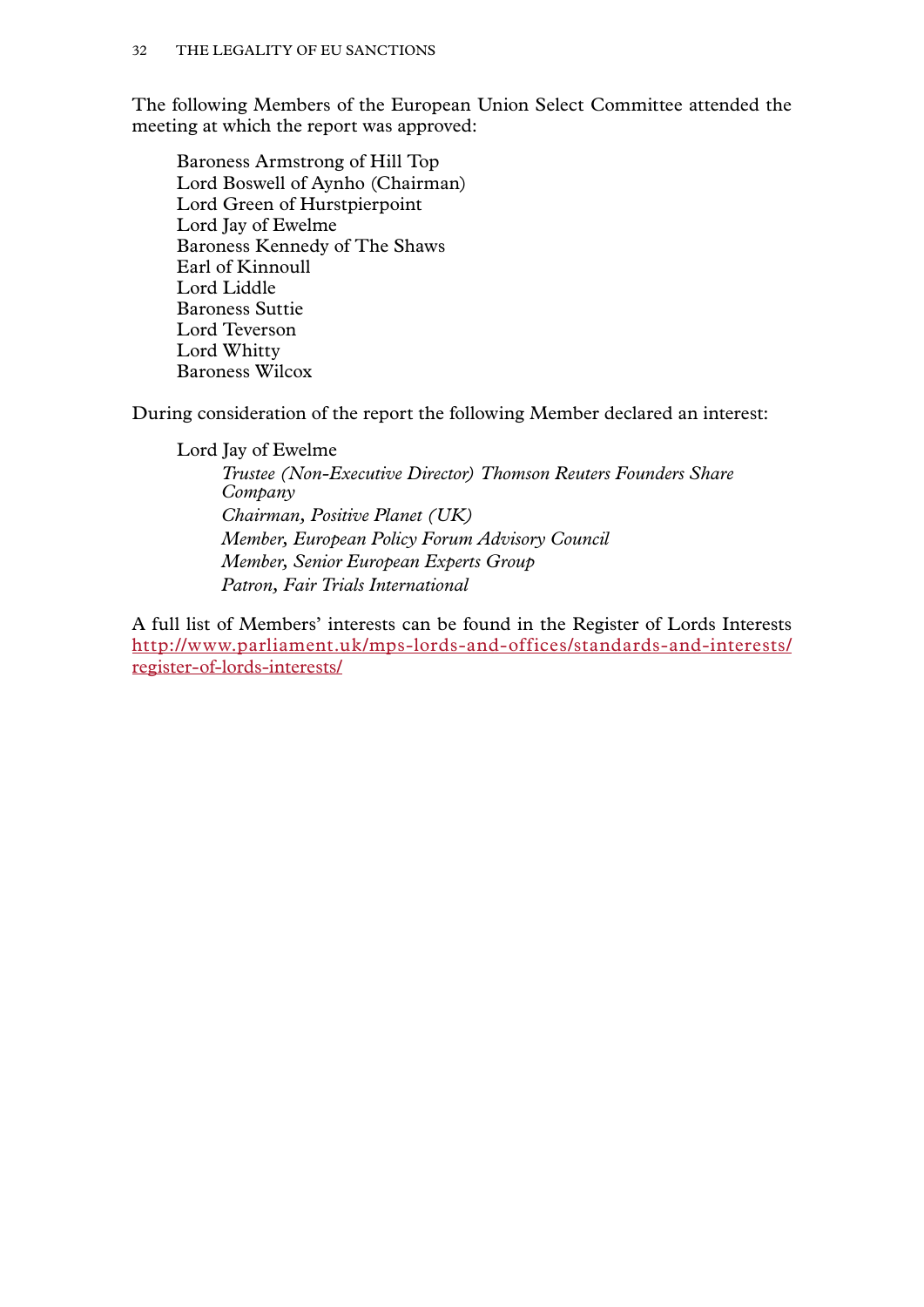The following Members of the European Union Select Committee attended the meeting at which the report was approved:

Baroness Armstrong of Hill Top
Lord Boswell of Aynho (Chairman)
Lord Green of Hurstpierpoint
Lord Jay of Ewelme
Baroness Kennedy of The Shaws
Earl of Kinnoull
Lord Liddle
Baroness Suttie
Lord Teverson
Lord Whitty
Baroness Wilcox

During consideration of the report the following Member declared an interest:

Lord Jay of Ewelme

*Trustee (Non-Executive Director) Thomson Reuters Founders Share Company*
*Chairman, Positive Planet (UK)*
*Member, European Policy Forum Advisory Council*
*Member, Senior European Experts Group*
*Patron, Fair Trials International*

A full list of Members' interests can be found in the Register of Lords Interests http://www.parliament.uk/mps-lords-and-offices/standards-and-interests/register-of-lords-interests/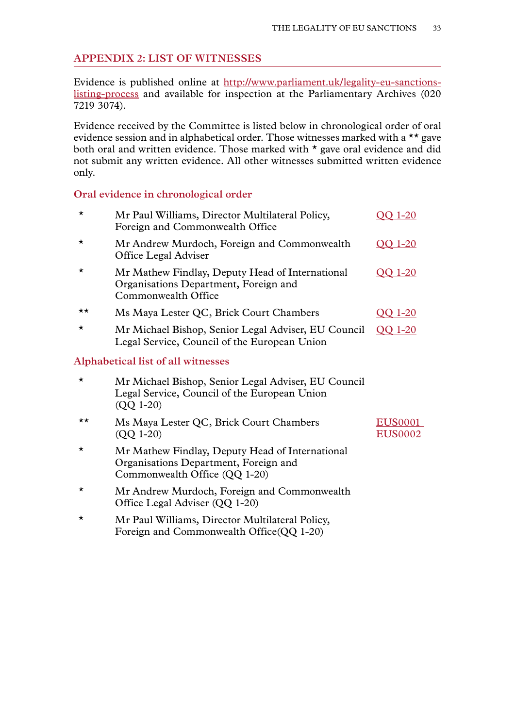## APPENDIX 2: LIST OF WITNESSES

Evidence is published online at http://www.parliament.uk/legality-eu-sanctions-listing-process and available for inspection at the Parliamentary Archives (020 7219 3074).

Evidence received by the Committee is listed below in chronological order of oral evidence session and in alphabetical order. Those witnesses marked with a ** gave both oral and written evidence. Those marked with * gave oral evidence and did not submit any written evidence. All other witnesses submitted written evidence only.

### Oral evidence in chronological order

| | | |
|---|---|---|
| * | Mr Paul Williams, Director Multilateral Policy, Foreign and Commonwealth Office | QQ 1-20 |
| * | Mr Andrew Murdoch, Foreign and Commonwealth Office Legal Adviser | QQ 1-20 |
| * | Mr Mathew Findlay, Deputy Head of International Organisations Department, Foreign and Commonwealth Office | QQ 1-20 |
| ** | Ms Maya Lester QC, Brick Court Chambers | QQ 1-20 |
| * | Mr Michael Bishop, Senior Legal Adviser, EU Council Legal Service, Council of the European Union | QQ 1-20 |

### Alphabetical list of all witnesses

| | | |
|---|---|---|
| * | Mr Michael Bishop, Senior Legal Adviser, EU Council Legal Service, Council of the European Union (QQ 1-20) | |
| ** | Ms Maya Lester QC, Brick Court Chambers (QQ 1-20) | EUS0001 EUS0002 |
| * | Mr Mathew Findlay, Deputy Head of International Organisations Department, Foreign and Commonwealth Office (QQ 1-20) | |
| * | Mr Andrew Murdoch, Foreign and Commonwealth Office Legal Adviser (QQ 1-20) | |
| * | Mr Paul Williams, Director Multilateral Policy, Foreign and Commonwealth Office(QQ 1-20) | |